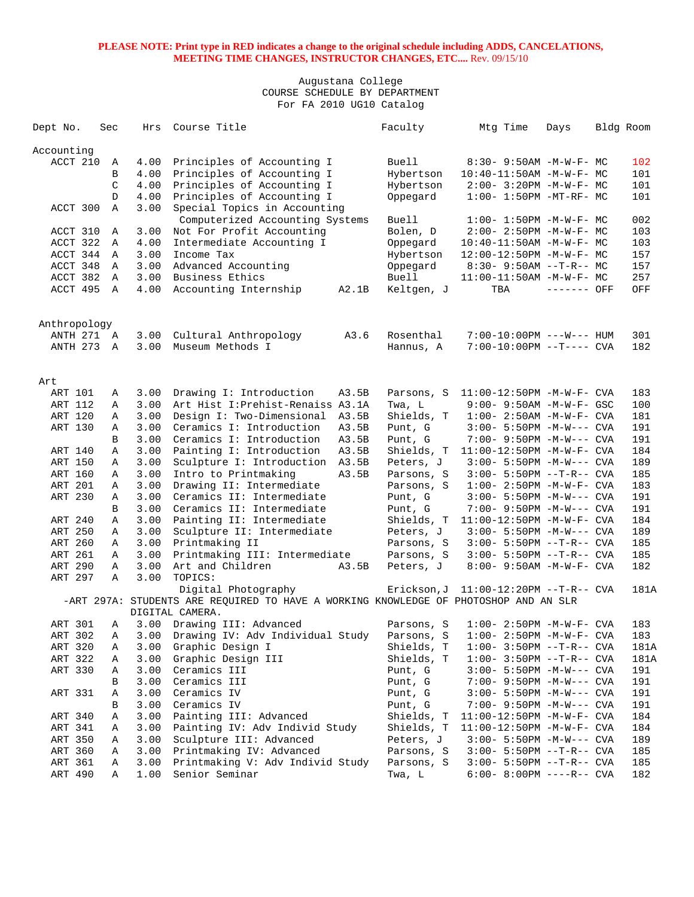**PLEASE NOTE: Print type in RED indicates a change to the original schedule including ADDS, CANCELATIONS, MEETING TIME CHANGES, INSTRUCTOR CHANGES, ETC....** Rev. 09/15/10

Augustana College
COURSE SCHEDULE BY DEPARTMENT
For FA 2010 UG10 Catalog

| Dept No. | Sec | Hrs | Course Title | | Faculty | Mtg Time | Days | Bldg | Room |
|---|---|---|---|---|---|---|---|---|---|
| **Accounting** | | | | | | | | | |
| ACCT 210 | A | 4.00 | Principles of Accounting I | | Buell | 8:30- 9:50AM | -M-W-F- | MC | 102 |
| | B | 4.00 | Principles of Accounting I | | Hybertson | 10:40-11:50AM | -M-W-F- | MC | 101 |
| | C | 4.00 | Principles of Accounting I | | Hybertson | 2:00- 3:20PM | -M-W-F- | MC | 101 |
| | D | 4.00 | Principles of Accounting I | | Oppegard | 1:00- 1:50PM | -MT-RF- | MC | 101 |
| ACCT 300 | A | 3.00 | Special Topics in Accounting | | | | | | |
| | | | Computerized Accounting Systems | | Buell | 1:00- 1:50PM | -M-W-F- | MC | 002 |
| ACCT 310 | A | 3.00 | Not For Profit Accounting | | Bolen, D | 2:00- 2:50PM | -M-W-F- | MC | 103 |
| ACCT 322 | A | 4.00 | Intermediate Accounting I | | Oppegard | 10:40-11:50AM | -M-W-F- | MC | 103 |
| ACCT 344 | A | 3.00 | Income Tax | | Hybertson | 12:00-12:50PM | -M-W-F- | MC | 157 |
| ACCT 348 | A | 3.00 | Advanced Accounting | | Oppegard | 8:30- 9:50AM | --T-R-- | MC | 157 |
| ACCT 382 | A | 3.00 | Business Ethics | | Buell | 11:00-11:50AM | -M-W-F- | MC | 257 |
| ACCT 495 | A | 4.00 | Accounting Internship | A2.1B | Keltgen, J | TBA | ------- | OFF | OFF |
| **Anthropology** | | | | | | | | | |
| ANTH 271 | A | 3.00 | Cultural Anthropology | A3.6 | Rosenthal | 7:00-10:00PM | ---W--- | HUM | 301 |
| ANTH 273 | A | 3.00 | Museum Methods I | | Hannus, A | 7:00-10:00PM | --T---- | CVA | 182 |
| **Art** | | | | | | | | | |
| ART 101 | A | 3.00 | Drawing I: Introduction | A3.5B | Parsons, S | 11:00-12:50PM | -M-W-F- | CVA | 183 |
| ART 112 | A | 3.00 | Art Hist I:Prehist-Renaiss | A3.1A | Twa, L | 9:00- 9:50AM | -M-W-F- | GSC | 100 |
| ART 120 | A | 3.00 | Design I: Two-Dimensional | A3.5B | Shields, T | 1:00- 2:50AM | -M-W-F- | CVA | 181 |
| ART 130 | A | 3.00 | Ceramics I: Introduction | A3.5B | Punt, G | 3:00- 5:50PM | -M-W--- | CVA | 191 |
| | B | 3.00 | Ceramics I: Introduction | A3.5B | Punt, G | 7:00- 9:50PM | -M-W--- | CVA | 191 |
| ART 140 | A | 3.00 | Painting I: Introduction | A3.5B | Shields, T | 11:00-12:50PM | -M-W-F- | CVA | 184 |
| ART 150 | A | 3.00 | Sculpture I: Introduction | A3.5B | Peters, J | 3:00- 5:50PM | -M-W--- | CVA | 189 |
| ART 160 | A | 3.00 | Intro to Printmaking | A3.5B | Parsons, S | 3:00- 5:50PM | --T-R-- | CVA | 185 |
| ART 201 | A | 3.00 | Drawing II: Intermediate | | Parsons, S | 1:00- 2:50PM | -M-W-F- | CVA | 183 |
| ART 230 | A | 3.00 | Ceramics II: Intermediate | | Punt, G | 3:00- 5:50PM | -M-W--- | CVA | 191 |
| | B | 3.00 | Ceramics II: Intermediate | | Punt, G | 7:00- 9:50PM | -M-W--- | CVA | 191 |
| ART 240 | A | 3.00 | Painting II: Intermediate | | Shields, T | 11:00-12:50PM | -M-W-F- | CVA | 184 |
| ART 250 | A | 3.00 | Sculpture II: Intermediate | | Peters, J | 3:00- 5:50PM | -M-W--- | CVA | 189 |
| ART 260 | A | 3.00 | Printmaking II | | Parsons, S | 3:00- 5:50PM | --T-R-- | CVA | 185 |
| ART 261 | A | 3.00 | Printmaking III: Intermediate | | Parsons, S | 3:00- 5:50PM | --T-R-- | CVA | 185 |
| ART 290 | A | 3.00 | Art and Children | A3.5B | Peters, J | 8:00- 9:50AM | -M-W-F- | CVA | 182 |
| ART 297 | A | 3.00 | TOPICS: | | | | | | |
| | | | Digital Photography | | Erickson,J | 11:00-12:20PM | --T-R-- | CVA | 181A |
| -ART 297A: STUDENTS ARE REQUIRED TO HAVE A WORKING KNOWLEDGE OF PHOTOSHOP AND AN SLR DIGITAL CAMERA. | | | | | | | | | |
| ART 301 | A | 3.00 | Drawing III: Advanced | | Parsons, S | 1:00- 2:50PM | -M-W-F- | CVA | 183 |
| ART 302 | A | 3.00 | Drawing IV: Adv Individual Study | | Parsons, S | 1:00- 2:50PM | -M-W-F- | CVA | 183 |
| ART 320 | A | 3.00 | Graphic Design I | | Shields, T | 1:00- 3:50PM | --T-R-- | CVA | 181A |
| ART 322 | A | 3.00 | Graphic Design III | | Shields, T | 1:00- 3:50PM | --T-R-- | CVA | 181A |
| ART 330 | A | 3.00 | Ceramics III | | Punt, G | 3:00- 5:50PM | -M-W--- | CVA | 191 |
| | B | 3.00 | Ceramics III | | Punt, G | 7:00- 9:50PM | -M-W--- | CVA | 191 |
| ART 331 | A | 3.00 | Ceramics IV | | Punt, G | 3:00- 5:50PM | -M-W--- | CVA | 191 |
| | B | 3.00 | Ceramics IV | | Punt, G | 7:00- 9:50PM | -M-W--- | CVA | 191 |
| ART 340 | A | 3.00 | Painting III: Advanced | | Shields, T | 11:00-12:50PM | -M-W-F- | CVA | 184 |
| ART 341 | A | 3.00 | Painting IV: Adv Individ Study | | Shields, T | 11:00-12:50PM | -M-W-F- | CVA | 184 |
| ART 350 | A | 3.00 | Sculpture III: Advanced | | Peters, J | 3:00- 5:50PM | -M-W--- | CVA | 189 |
| ART 360 | A | 3.00 | Printmaking IV: Advanced | | Parsons, S | 3:00- 5:50PM | --T-R-- | CVA | 185 |
| ART 361 | A | 3.00 | Printmaking V: Adv Individ Study | | Parsons, S | 3:00- 5:50PM | --T-R-- | CVA | 185 |
| ART 490 | A | 1.00 | Senior Seminar | | Twa, L | 6:00- 8:00PM | ----R-- | CVA | 182 |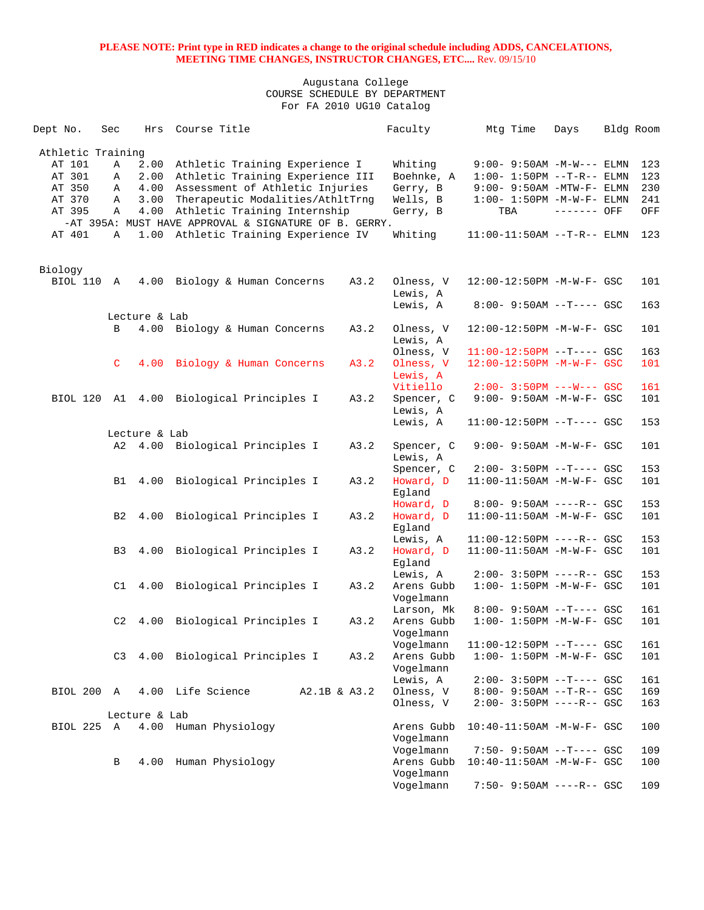**PLEASE NOTE: Print type in RED indicates a change to the original schedule including ADDS, CANCELATIONS, MEETING TIME CHANGES, INSTRUCTOR CHANGES, ETC....** Rev. 09/15/10

Augustana College
COURSE SCHEDULE BY DEPARTMENT
For FA 2010 UG10 Catalog

| Dept No. | Sec | Hrs | Course Title | | Faculty | Mtg Time | Days | Bldg | Room |
|---|---|---|---|---|---|---|---|---|---|
| **Athletic Training** | | | | | | | | | |
| AT 101 | A | 2.00 | Athletic Training Experience I | | Whiting | 9:00- 9:50AM | -M-W--- | ELMN | 123 |
| AT 301 | A | 2.00 | Athletic Training Experience III | | Boehnke, A | 1:00- 1:50PM | --T-R-- | ELMN | 123 |
| AT 350 | A | 4.00 | Assessment of Athletic Injuries | | Gerry, B | 9:00- 9:50AM | -MTW-F- | ELMN | 230 |
| AT 370 | A | 3.00 | Therapeutic Modalities/AthltTrng | | Wells, B | 1:00- 1:50PM | -M-W-F- | ELMN | 241 |
| AT 395 | A | 4.00 | Athletic Training Internship | | Gerry, B | TBA | ------- | OFF | OFF |
| -AT 395A: MUST HAVE APPROVAL & SIGNATURE OF B. GERRY. | | | | | | | | | |
| AT 401 | A | 1.00 | Athletic Training Experience IV | | Whiting | 11:00-11:50AM | --T-R-- | ELMN | 123 |
| **Biology** | | | | | | | | | |
| BIOL 110 | A | 4.00 | Biology & Human Concerns | A3.2 | Olness, V | 12:00-12:50PM | -M-W-F- | GSC | 101 |
| | | | | | Lewis, A | | | | |
| | | | | | Lewis, A | 8:00- 9:50AM | --T---- | GSC | 163 |
| | Lecture & Lab | | | | | | | | |
| | B | 4.00 | Biology & Human Concerns | A3.2 | Olness, V | 12:00-12:50PM | -M-W-F- | GSC | 101 |
| | | | | | Lewis, A | | | | |
| | | | | | Olness, V | 11:00-12:50PM | --T---- | GSC | 163 |
| | C | 4.00 | Biology & Human Concerns | A3.2 | Olness, V | 12:00-12:50PM | -M-W-F- | GSC | 101 |
| | | | | | Lewis, A | | | | |
| | | | | | Vitiello | 2:00- 3:50PM | ---W--- | GSC | 161 |
| BIOL 120 | A1 | 4.00 | Biological Principles I | A3.2 | Spencer, C | 9:00- 9:50AM | -M-W-F- | GSC | 101 |
| | | | | | Lewis, A | | | | |
| | | | | | Lewis, A | 11:00-12:50PM | --T---- | GSC | 153 |
| | Lecture & Lab | | | | | | | | |
| | A2 | 4.00 | Biological Principles I | A3.2 | Spencer, C | 9:00- 9:50AM | -M-W-F- | GSC | 101 |
| | | | | | Lewis, A | | | | |
| | | | | | Spencer, C | 2:00- 3:50PM | --T---- | GSC | 153 |
| | B1 | 4.00 | Biological Principles I | A3.2 | Howard, D | 11:00-11:50AM | -M-W-F- | GSC | 101 |
| | | | | | Egland | | | | |
| | | | | | Howard, D | 8:00- 9:50AM | ----R-- | GSC | 153 |
| | B2 | 4.00 | Biological Principles I | A3.2 | Howard, D | 11:00-11:50AM | -M-W-F- | GSC | 101 |
| | | | | | Egland | | | | |
| | | | | | Lewis, A | 11:00-12:50PM | ----R-- | GSC | 153 |
| | B3 | 4.00 | Biological Principles I | A3.2 | Howard, D | 11:00-11:50AM | -M-W-F- | GSC | 101 |
| | | | | | Egland | | | | |
| | | | | | Lewis, A | 2:00- 3:50PM | ----R-- | GSC | 153 |
| | C1 | 4.00 | Biological Principles I | A3.2 | Arens Gubb | 1:00- 1:50PM | -M-W-F- | GSC | 101 |
| | | | | | Vogelmann | | | | |
| | | | | | Larson, Mk | 8:00- 9:50AM | --T---- | GSC | 161 |
| | C2 | 4.00 | Biological Principles I | A3.2 | Arens Gubb | 1:00- 1:50PM | -M-W-F- | GSC | 101 |
| | | | | | Vogelmann | | | | |
| | | | | | Vogelmann | 11:00-12:50PM | --T---- | GSC | 161 |
| | C3 | 4.00 | Biological Principles I | A3.2 | Arens Gubb | 1:00- 1:50PM | -M-W-F- | GSC | 101 |
| | | | | | Vogelmann | | | | |
| | | | | | Lewis, A | 2:00- 3:50PM | --T---- | GSC | 161 |
| BIOL 200 | A | 4.00 | Life Science | A2.1B & A3.2 | Olness, V | 8:00- 9:50AM | --T-R-- | GSC | 169 |
| | | | | | Olness, V | 2:00- 3:50PM | ----R-- | GSC | 163 |
| | Lecture & Lab | | | | | | | | |
| BIOL 225 | A | 4.00 | Human Physiology | | Arens Gubb | 10:40-11:50AM | -M-W-F- | GSC | 100 |
| | | | | | Vogelmann | | | | |
| | | | | | Vogelmann | 7:50- 9:50AM | --T---- | GSC | 109 |
| | B | 4.00 | Human Physiology | | Arens Gubb | 10:40-11:50AM | -M-W-F- | GSC | 100 |
| | | | | | Vogelmann | | | | |
| | | | | | Vogelmann | 7:50- 9:50AM | ----R-- | GSC | 109 |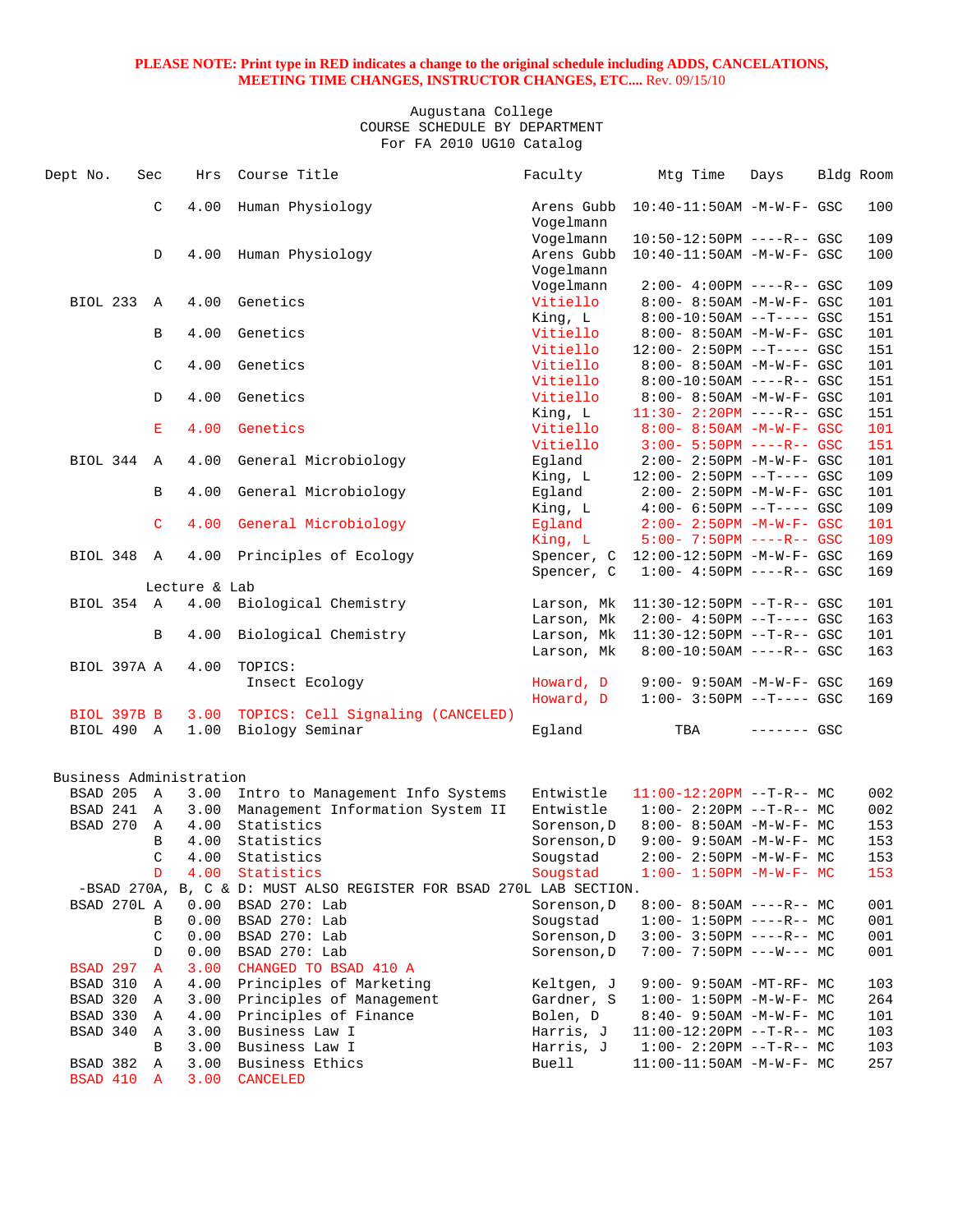**PLEASE NOTE: Print type in RED indicates a change to the original schedule including ADDS, CANCELATIONS, MEETING TIME CHANGES, INSTRUCTOR CHANGES, ETC....** Rev. 09/15/10

Augustana College
COURSE SCHEDULE BY DEPARTMENT
For FA 2010 UG10 Catalog

| Dept No. | Sec | Hrs | Course Title | Faculty | Mtg Time | Days | Bldg | Room |
|---|---|---|---|---|---|---|---|---|
| | C | 4.00 | Human Physiology | Arens Gubb | 10:40-11:50AM | -M-W-F- | GSC | 100 |
| | | | | Vogelmann | | | | |
| | | | | Vogelmann | 10:50-12:50PM | ----R-- | GSC | 109 |
| | D | 4.00 | Human Physiology | Arens Gubb | 10:40-11:50AM | -M-W-F- | GSC | 100 |
| | | | | Vogelmann | | | | |
| | | | | Vogelmann | 2:00- 4:00PM | ----R-- | GSC | 109 |
| BIOL 233 | A | 4.00 | Genetics | Vitiello | 8:00- 8:50AM | -M-W-F- | GSC | 101 |
| | | | | King, L | 8:00-10:50AM | --T---- | GSC | 151 |
| | B | 4.00 | Genetics | Vitiello | 8:00- 8:50AM | -M-W-F- | GSC | 101 |
| | | | | Vitiello | 12:00- 2:50PM | --T---- | GSC | 151 |
| | C | 4.00 | Genetics | Vitiello | 8:00- 8:50AM | -M-W-F- | GSC | 101 |
| | | | | Vitiello | 8:00-10:50AM | ----R-- | GSC | 151 |
| | D | 4.00 | Genetics | Vitiello | 8:00- 8:50AM | -M-W-F- | GSC | 101 |
| | | | | King, L | 11:30- 2:20PM | ----R-- | GSC | 151 |
| | E | 4.00 | Genetics | Vitiello | 8:00- 8:50AM | -M-W-F- | GSC | 101 |
| | | | | Vitiello | 3:00- 5:50PM | ----R-- | GSC | 151 |
| BIOL 344 | A | 4.00 | General Microbiology | Egland | 2:00- 2:50PM | -M-W-F- | GSC | 101 |
| | | | | King, L | 12:00- 2:50PM | --T---- | GSC | 109 |
| | B | 4.00 | General Microbiology | Egland | 2:00- 2:50PM | -M-W-F- | GSC | 101 |
| | | | | King, L | 4:00- 6:50PM | --T---- | GSC | 109 |
| | C | 4.00 | General Microbiology | Egland | 2:00- 2:50PM | -M-W-F- | GSC | 101 |
| | | | | King, L | 5:00- 7:50PM | ----R-- | GSC | 109 |
| BIOL 348 | A | 4.00 | Principles of Ecology | Spencer, C | 12:00-12:50PM | -M-W-F- | GSC | 169 |
| | | | | Spencer, C | 1:00- 4:50PM | ----R-- | GSC | 169 |
| | Lecture & Lab | | | | | | | |
| BIOL 354 | A | 4.00 | Biological Chemistry | Larson, Mk | 11:30-12:50PM | --T-R-- | GSC | 101 |
| | | | | Larson, Mk | 2:00- 4:50PM | --T---- | GSC | 163 |
| | B | 4.00 | Biological Chemistry | Larson, Mk | 11:30-12:50PM | --T-R-- | GSC | 101 |
| | | | | Larson, Mk | 8:00-10:50AM | ----R-- | GSC | 163 |
| BIOL 397A | A | 4.00 | TOPICS: Insect Ecology | Howard, D | 9:00- 9:50AM | -M-W-F- | GSC | 169 |
| | | | | Howard, D | 1:00- 3:50PM | --T---- | GSC | 169 |
| BIOL 397B | B | 3.00 | TOPICS: Cell Signaling (CANCELED) | | | | | |
| BIOL 490 | A | 1.00 | Biology Seminar | Egland | TBA | ------- | GSC | |

## Business Administration

| Dept No. | Sec | Hrs | Course Title | Faculty | Mtg Time | Days | Bldg | Room |
|---|---|---|---|---|---|---|---|---|
| BSAD 205 | A | 3.00 | Intro to Management Info Systems | Entwistle | 11:00-12:20PM | --T-R-- | MC | 002 |
| BSAD 241 | A | 3.00 | Management Information System II | Entwistle | 1:00- 2:20PM | --T-R-- | MC | 002 |
| BSAD 270 | A | 4.00 | Statistics | Sorenson,D | 8:00- 8:50AM | -M-W-F- | MC | 153 |
| | B | 4.00 | Statistics | Sorenson,D | 9:00- 9:50AM | -M-W-F- | MC | 153 |
| | C | 4.00 | Statistics | Sougstad | 2:00- 2:50PM | -M-W-F- | MC | 153 |
| | D | 4.00 | Statistics | Sougstad | 1:00- 1:50PM | -M-W-F- | MC | 153 |
| -BSAD 270A, B, C & D: MUST ALSO REGISTER FOR BSAD 270L LAB SECTION. | | | | | | | | |
| BSAD 270L | A | 0.00 | BSAD 270: Lab | Sorenson,D | 8:00- 8:50AM | ----R-- | MC | 001 |
| | B | 0.00 | BSAD 270: Lab | Sougstad | 1:00- 1:50PM | ----R-- | MC | 001 |
| | C | 0.00 | BSAD 270: Lab | Sorenson,D | 3:00- 3:50PM | ----R-- | MC | 001 |
| | D | 0.00 | BSAD 270: Lab | Sorenson,D | 7:00- 7:50PM | ---W--- | MC | 001 |
| BSAD 297 | A | 3.00 | CHANGED TO BSAD 410 A | | | | | |
| BSAD 310 | A | 4.00 | Principles of Marketing | Keltgen, J | 9:00- 9:50AM | -MT-RF- | MC | 103 |
| BSAD 320 | A | 3.00 | Principles of Management | Gardner, S | 1:00- 1:50PM | -M-W-F- | MC | 264 |
| BSAD 330 | A | 4.00 | Principles of Finance | Bolen, D | 8:40- 9:50AM | -M-W-F- | MC | 101 |
| BSAD 340 | A | 3.00 | Business Law I | Harris, J | 11:00-12:20PM | --T-R-- | MC | 103 |
| | B | 3.00 | Business Law I | Harris, J | 1:00- 2:20PM | --T-R-- | MC | 103 |
| BSAD 382 | A | 3.00 | Business Ethics | Buell | 11:00-11:50AM | -M-W-F- | MC | 257 |
| BSAD 410 | A | 3.00 | CANCELED | | | | | |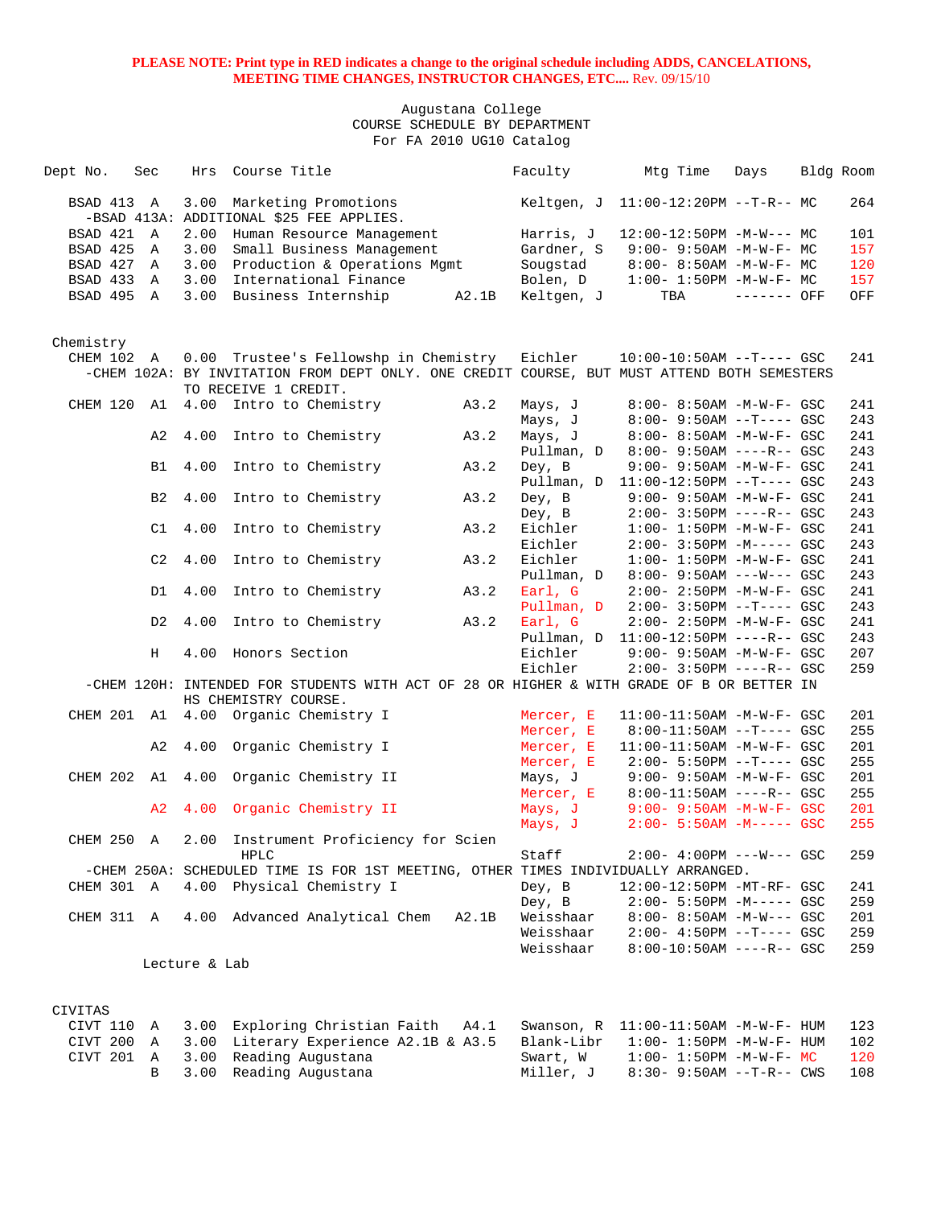**PLEASE NOTE: Print type in RED indicates a change to the original schedule including ADDS, CANCELATIONS, MEETING TIME CHANGES, INSTRUCTOR CHANGES, ETC....** Rev. 09/15/10

Augustana College
COURSE SCHEDULE BY DEPARTMENT
For FA 2010 UG10 Catalog

| Dept No. | Sec | Hrs | Course Title | | Faculty | Mtg Time | Days | Bldg | Room |
|---|---|---|---|---|---|---|---|---|---|
| BSAD 413 | A | 3.00 | Marketing Promotions | | Keltgen, J | 11:00-12:20PM | --T-R-- | MC | 264 |
| -BSAD 413A: ADDITIONAL $25 FEE APPLIES. | | | | | | | | | |
| BSAD 421 | A | 2.00 | Human Resource Management | | Harris, J | 12:00-12:50PM | -M-W--- | MC | 101 |
| BSAD 425 | A | 3.00 | Small Business Management | | Gardner, S | 9:00- 9:50AM | -M-W-F- | MC | 157 |
| BSAD 427 | A | 3.00 | Production & Operations Mgmt | | Sougstad | 8:00- 8:50AM | -M-W-F- | MC | 120 |
| BSAD 433 | A | 3.00 | International Finance | | Bolen, D | 1:00- 1:50PM | -M-W-F- | MC | 157 |
| BSAD 495 | A | 3.00 | Business Internship | A2.1B | Keltgen, J | TBA | ------- | OFF | OFF |
| **Chemistry** | | | | | | | | | |
| CHEM 102 | A | 0.00 | Trustee's Fellowshp in Chemistry | | Eichler | 10:00-10:50AM | --T---- | GSC | 241 |
| -CHEM 102A: BY INVITATION FROM DEPT ONLY. ONE CREDIT COURSE, BUT MUST ATTEND BOTH SEMESTERS TO RECEIVE 1 CREDIT. | | | | | | | | | |
| CHEM 120 | A1 | 4.00 | Intro to Chemistry | A3.2 | Mays, J | 8:00- 8:50AM | -M-W-F- | GSC | 241 |
| | | | | | Mays, J | 8:00- 9:50AM | --T---- | GSC | 243 |
| | A2 | 4.00 | Intro to Chemistry | A3.2 | Mays, J | 8:00- 8:50AM | -M-W-F- | GSC | 241 |
| | | | | | Pullman, D | 8:00- 9:50AM | ----R-- | GSC | 243 |
| | B1 | 4.00 | Intro to Chemistry | A3.2 | Dey, B | 9:00- 9:50AM | -M-W-F- | GSC | 241 |
| | | | | | Pullman, D | 11:00-12:50PM | --T---- | GSC | 243 |
| | B2 | 4.00 | Intro to Chemistry | A3.2 | Dey, B | 9:00- 9:50AM | -M-W-F- | GSC | 241 |
| | | | | | Dey, B | 2:00- 3:50PM | ----R-- | GSC | 243 |
| | C1 | 4.00 | Intro to Chemistry | A3.2 | Eichler | 1:00- 1:50PM | -M-W-F- | GSC | 241 |
| | | | | | Eichler | 2:00- 3:50PM | -M----- | GSC | 243 |
| | C2 | 4.00 | Intro to Chemistry | A3.2 | Eichler | 1:00- 1:50PM | -M-W-F- | GSC | 241 |
| | | | | | Pullman, D | 8:00- 9:50AM | ---W--- | GSC | 243 |
| | D1 | 4.00 | Intro to Chemistry | A3.2 | Earl, G | 2:00- 2:50PM | -M-W-F- | GSC | 241 |
| | | | | | Pullman, D | 2:00- 3:50PM | --T---- | GSC | 243 |
| | D2 | 4.00 | Intro to Chemistry | A3.2 | Earl, G | 2:00- 2:50PM | -M-W-F- | GSC | 241 |
| | | | | | Pullman, D | 11:00-12:50PM | ----R-- | GSC | 243 |
| | H | 4.00 | Honors Section | | Eichler | 9:00- 9:50AM | -M-W-F- | GSC | 207 |
| | | | | | Eichler | 2:00- 3:50PM | ----R-- | GSC | 259 |
| -CHEM 120H: INTENDED FOR STUDENTS WITH ACT OF 28 OR HIGHER & WITH GRADE OF B OR BETTER IN HS CHEMISTRY COURSE. | | | | | | | | | |
| CHEM 201 | A1 | 4.00 | Organic Chemistry I | | Mercer, E | 11:00-11:50AM | -M-W-F- | GSC | 201 |
| | | | | | Mercer, E | 8:00-11:50AM | --T---- | GSC | 255 |
| | A2 | 4.00 | Organic Chemistry I | | Mercer, E | 11:00-11:50AM | -M-W-F- | GSC | 201 |
| | | | | | Mercer, E | 2:00- 5:50PM | --T---- | GSC | 255 |
| CHEM 202 | A1 | 4.00 | Organic Chemistry II | | Mays, J | 9:00- 9:50AM | -M-W-F- | GSC | 201 |
| | | | | | Mercer, E | 8:00-11:50AM | ----R-- | GSC | 255 |
| | A2 | 4.00 | Organic Chemistry II | | Mays, J | 9:00- 9:50AM | -M-W-F- | GSC | 201 |
| | | | | | Mays, J | 2:00- 5:50AM | -M----- | GSC | 255 |
| CHEM 250 | A | 2.00 | Instrument Proficiency for Scien HPLC | | Staff | 2:00- 4:00PM | ---W--- | GSC | 259 |
| -CHEM 250A: SCHEDULED TIME IS FOR 1ST MEETING, OTHER TIMES INDIVIDUALLY ARRANGED. | | | | | | | | | |
| CHEM 301 | A | 4.00 | Physical Chemistry I | | Dey, B | 12:00-12:50PM | -MT-RF- | GSC | 241 |
| | | | | | Dey, B | 2:00- 5:50PM | -M----- | GSC | 259 |
| CHEM 311 | A | 4.00 | Advanced Analytical Chem | A2.1B | Weisshaar | 8:00- 8:50AM | -M-W--- | GSC | 201 |
| | | | | | Weisshaar | 2:00- 4:50PM | --T---- | GSC | 259 |
| | | | | | Weisshaar | 8:00-10:50AM | ----R-- | GSC | 259 |
| | | | Lecture & Lab | | | | | | |
| **CIVITAS** | | | | | | | | | |
| CIVT 110 | A | 3.00 | Exploring Christian Faith | A4.1 | Swanson, R | 11:00-11:50AM | -M-W-F- | HUM | 123 |
| CIVT 200 | A | 3.00 | Literary Experience | A2.1B & A3.5 | Blank-Libr | 1:00- 1:50PM | -M-W-F- | HUM | 102 |
| CIVT 201 | A | 3.00 | Reading Augustana | | Swart, W | 1:00- 1:50PM | -M-W-F- | MC | 120 |
| | B | 3.00 | Reading Augustana | | Miller, J | 8:30- 9:50AM | --T-R-- | CWS | 108 |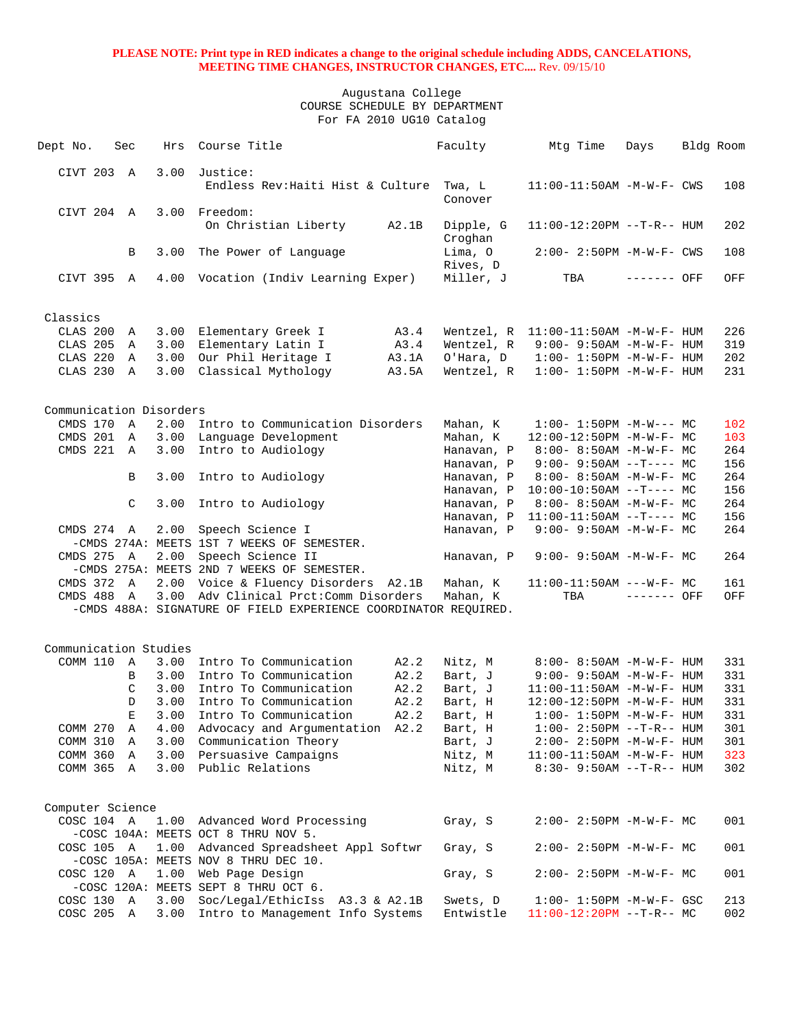**PLEASE NOTE: Print type in RED indicates a change to the original schedule including ADDS, CANCELATIONS, MEETING TIME CHANGES, INSTRUCTOR CHANGES, ETC....** Rev. 09/15/10

Augustana College
COURSE SCHEDULE BY DEPARTMENT
For FA 2010 UG10 Catalog

| Dept No. | Sec | Hrs | Course Title | | Faculty | Mtg Time | Days | Bldg | Room |
|---|---|---|---|---|---|---|---|---|---|
| CIVT 203 | A | 3.00 | Justice: | | | | | | |
| | | | Endless Rev:Haiti Hist & Culture | | Twa, L Conover | 11:00-11:50AM | -M-W-F- | CWS | 108 |
| CIVT 204 | A | 3.00 | Freedom: | | | | | | |
| | | | On Christian Liberty | A2.1B | Dipple, G Croghan | 11:00-12:20PM | --T-R-- | HUM | 202 |
| | B | 3.00 | The Power of Language | | Lima, O Rives, D | 2:00- 2:50PM | -M-W-F- | CWS | 108 |
| CIVT 395 | A | 4.00 | Vocation (Indiv Learning Exper) | | Miller, J | TBA | ------- | OFF | OFF |
| **Classics** | | | | | | | | | |
| CLAS 200 | A | 3.00 | Elementary Greek I | A3.4 | Wentzel, R | 11:00-11:50AM | -M-W-F- | HUM | 226 |
| CLAS 205 | A | 3.00 | Elementary Latin I | A3.4 | Wentzel, R | 9:00- 9:50AM | -M-W-F- | HUM | 319 |
| CLAS 220 | A | 3.00 | Our Phil Heritage I | A3.1A | O'Hara, D | 1:00- 1:50PM | -M-W-F- | HUM | 202 |
| CLAS 230 | A | 3.00 | Classical Mythology | A3.5A | Wentzel, R | 1:00- 1:50PM | -M-W-F- | HUM | 231 |
| **Communication Disorders** | | | | | | | | | |
| CMDS 170 | A | 2.00 | Intro to Communication Disorders | | Mahan, K | 1:00- 1:50PM | -M-W--- | MC | 102 |
| CMDS 201 | A | 3.00 | Language Development | | Mahan, K | 12:00-12:50PM | -M-W-F- | MC | 103 |
| CMDS 221 | A | 3.00 | Intro to Audiology | | Hanavan, P | 8:00- 8:50AM | -M-W-F- | MC | 264 |
| | | | | | Hanavan, P | 9:00- 9:50AM | --T---- | MC | 156 |
| | B | 3.00 | Intro to Audiology | | Hanavan, P | 8:00- 8:50AM | -M-W-F- | MC | 264 |
| | | | | | Hanavan, P | 10:00-10:50AM | --T---- | MC | 156 |
| | C | 3.00 | Intro to Audiology | | Hanavan, P | 8:00- 8:50AM | -M-W-F- | MC | 264 |
| | | | | | Hanavan, P | 11:00-11:50AM | --T---- | MC | 156 |
| CMDS 274 | A | 2.00 | Speech Science I | | Hanavan, P | 9:00- 9:50AM | -M-W-F- | MC | 264 |
| -CMDS 274A: MEETS 1ST 7 WEEKS OF SEMESTER. | | | | | | | | | |
| CMDS 275 | A | 2.00 | Speech Science II | | Hanavan, P | 9:00- 9:50AM | -M-W-F- | MC | 264 |
| -CMDS 275A: MEETS 2ND 7 WEEKS OF SEMESTER. | | | | | | | | | |
| CMDS 372 | A | 2.00 | Voice & Fluency Disorders | A2.1B | Mahan, K | 11:00-11:50AM | ---W-F- | MC | 161 |
| CMDS 488 | A | 3.00 | Adv Clinical Prct:Comm Disorders | | Mahan, K | TBA | ------- | OFF | OFF |
| -CMDS 488A: SIGNATURE OF FIELD EXPERIENCE COORDINATOR REQUIRED. | | | | | | | | | |
| **Communication Studies** | | | | | | | | | |
| COMM 110 | A | 3.00 | Intro To Communication | A2.2 | Nitz, M | 8:00- 8:50AM | -M-W-F- | HUM | 331 |
| | B | 3.00 | Intro To Communication | A2.2 | Bart, J | 9:00- 9:50AM | -M-W-F- | HUM | 331 |
| | C | 3.00 | Intro To Communication | A2.2 | Bart, J | 11:00-11:50AM | -M-W-F- | HUM | 331 |
| | D | 3.00 | Intro To Communication | A2.2 | Bart, H | 12:00-12:50PM | -M-W-F- | HUM | 331 |
| | E | 3.00 | Intro To Communication | A2.2 | Bart, H | 1:00- 1:50PM | -M-W-F- | HUM | 331 |
| COMM 270 | A | 4.00 | Advocacy and Argumentation | A2.2 | Bart, H | 1:00- 2:50PM | --T-R-- | HUM | 301 |
| COMM 310 | A | 3.00 | Communication Theory | | Bart, J | 2:00- 2:50PM | -M-W-F- | HUM | 301 |
| COMM 360 | A | 3.00 | Persuasive Campaigns | | Nitz, M | 11:00-11:50AM | -M-W-F- | HUM | 323 |
| COMM 365 | A | 3.00 | Public Relations | | Nitz, M | 8:30- 9:50AM | --T-R-- | HUM | 302 |
| **Computer Science** | | | | | | | | | |
| COSC 104 | A | 1.00 | Advanced Word Processing | | Gray, S | 2:00- 2:50PM | -M-W-F- | MC | 001 |
| -COSC 104A: MEETS OCT 8 THRU NOV 5. | | | | | | | | | |
| COSC 105 | A | 1.00 | Advanced Spreadsheet Appl Softwr | | Gray, S | 2:00- 2:50PM | -M-W-F- | MC | 001 |
| -COSC 105A: MEETS NOV 8 THRU DEC 10. | | | | | | | | | |
| COSC 120 | A | 1.00 | Web Page Design | | Gray, S | 2:00- 2:50PM | -M-W-F- | MC | 001 |
| -COSC 120A: MEETS SEPT 8 THRU OCT 6. | | | | | | | | | |
| COSC 130 | A | 3.00 | Soc/Legal/EthicIss | A3.3 & A2.1B | Swets, D | 1:00- 1:50PM | -M-W-F- | GSC | 213 |
| COSC 205 | A | 3.00 | Intro to Management Info Systems | | Entwistle | 11:00-12:20PM | --T-R-- | MC | 002 |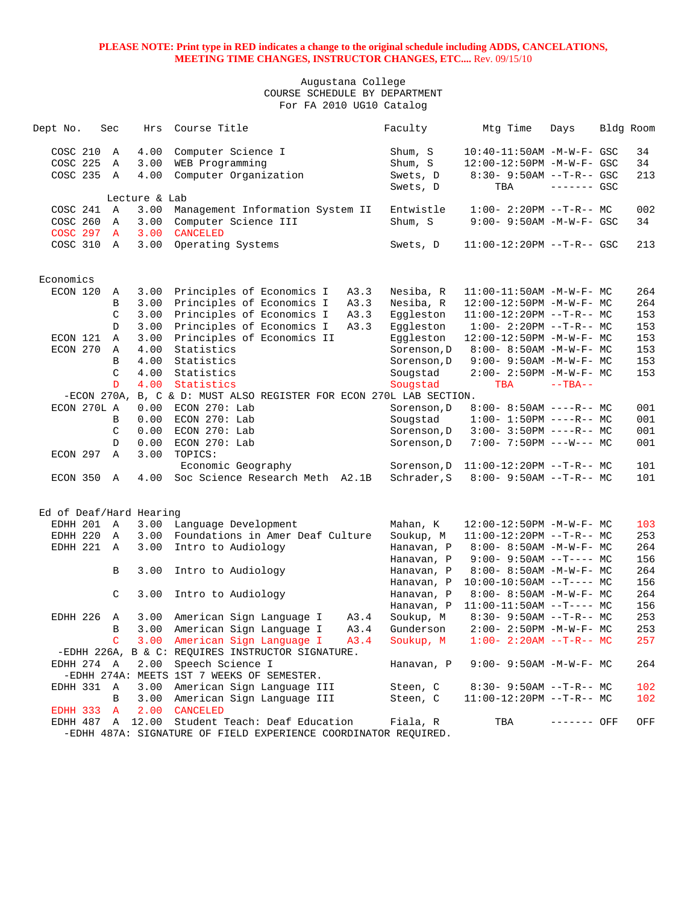**PLEASE NOTE: Print type in RED indicates a change to the original schedule including ADDS, CANCELATIONS, MEETING TIME CHANGES, INSTRUCTOR CHANGES, ETC....** Rev. 09/15/10

Augustana College
COURSE SCHEDULE BY DEPARTMENT
For FA 2010 UG10 Catalog

| Dept No. | Sec | Hrs | Course Title | | Faculty | Mtg Time | Days | Bldg | Room |
|---|---|---|---|---|---|---|---|---|---|
| COSC 210 | A | 4.00 | Computer Science I | | Shum, S | 10:40-11:50AM | -M-W-F- | GSC | 34 |
| COSC 225 | A | 3.00 | WEB Programming | | Shum, S | 12:00-12:50PM | -M-W-F- | GSC | 34 |
| COSC 235 | A | 4.00 | Computer Organization | | Swets, D | 8:30- 9:50AM | --T-R-- | GSC | 213 |
| | | | | | Swets, D | TBA | ------- | GSC | |
| | Lecture & Lab | | | | | | | | |
| COSC 241 | A | 3.00 | Management Information System II | | Entwistle | 1:00- 2:20PM | --T-R-- | MC | 002 |
| COSC 260 | A | 3.00 | Computer Science III | | Shum, S | 9:00- 9:50AM | -M-W-F- | GSC | 34 |
| COSC 297 | A | 3.00 | CANCELED | | | | | | |
| COSC 310 | A | 3.00 | Operating Systems | | Swets, D | 11:00-12:20PM | --T-R-- | GSC | 213 |

## Economics

| Dept No. | Sec | Hrs | Course Title | | Faculty | Mtg Time | Days | Bldg | Room |
|---|---|---|---|---|---|---|---|---|---|
| ECON 120 | A | 3.00 | Principles of Economics I | A3.3 | Nesiba, R | 11:00-11:50AM | -M-W-F- | MC | 264 |
| | B | 3.00 | Principles of Economics I | A3.3 | Nesiba, R | 12:00-12:50PM | -M-W-F- | MC | 264 |
| | C | 3.00 | Principles of Economics I | A3.3 | Eggleston | 11:00-12:20PM | --T-R-- | MC | 153 |
| | D | 3.00 | Principles of Economics I | A3.3 | Eggleston | 1:00- 2:20PM | --T-R-- | MC | 153 |
| ECON 121 | A | 3.00 | Principles of Economics II | | Eggleston | 12:00-12:50PM | -M-W-F- | MC | 153 |
| ECON 270 | A | 4.00 | Statistics | | Sorenson,D | 8:00- 8:50AM | -M-W-F- | MC | 153 |
| | B | 4.00 | Statistics | | Sorenson,D | 9:00- 9:50AM | -M-W-F- | MC | 153 |
| | C | 4.00 | Statistics | | Sougstad | 2:00- 2:50PM | -M-W-F- | MC | 153 |
| | D | 4.00 | Statistics | | Sougstad | TBA | --TBA-- | | |

-ECON 270A, B, C & D: MUST ALSO REGISTER FOR ECON 270L LAB SECTION.

| Dept No. | Sec | Hrs | Course Title | | Faculty | Mtg Time | Days | Bldg | Room |
|---|---|---|---|---|---|---|---|---|---|
| ECON 270L | A | 0.00 | ECON 270: Lab | | Sorenson,D | 8:00- 8:50AM | ----R-- | MC | 001 |
| | B | 0.00 | ECON 270: Lab | | Sougstad | 1:00- 1:50PM | ----R-- | MC | 001 |
| | C | 0.00 | ECON 270: Lab | | Sorenson,D | 3:00- 3:50PM | ----R-- | MC | 001 |
| | D | 0.00 | ECON 270: Lab | | Sorenson,D | 7:00- 7:50PM | ---W--- | MC | 001 |
| ECON 297 | A | 3.00 | TOPICS: | | | | | | |
| | | | Economic Geography | | Sorenson,D | 11:00-12:20PM | --T-R-- | MC | 101 |
| ECON 350 | A | 4.00 | Soc Science Research Meth | A2.1B | Schrader,S | 8:00- 9:50AM | --T-R-- | MC | 101 |

## Ed of Deaf/Hard Hearing

| Dept No. | Sec | Hrs | Course Title | | Faculty | Mtg Time | Days | Bldg | Room |
|---|---|---|---|---|---|---|---|---|---|
| EDHH 201 | A | 3.00 | Language Development | | Mahan, K | 12:00-12:50PM | -M-W-F- | MC | 103 |
| EDHH 220 | A | 3.00 | Foundations in Amer Deaf Culture | | Soukup, M | 11:00-12:20PM | --T-R-- | MC | 253 |
| EDHH 221 | A | 3.00 | Intro to Audiology | | Hanavan, P | 8:00- 8:50AM | -M-W-F- | MC | 264 |
| | | | | | Hanavan, P | 9:00- 9:50AM | --T---- | MC | 156 |
| | B | 3.00 | Intro to Audiology | | Hanavan, P | 8:00- 8:50AM | -M-W-F- | MC | 264 |
| | | | | | Hanavan, P | 10:00-10:50AM | --T---- | MC | 156 |
| | C | 3.00 | Intro to Audiology | | Hanavan, P | 8:00- 8:50AM | -M-W-F- | MC | 264 |
| | | | | | Hanavan, P | 11:00-11:50AM | --T---- | MC | 156 |
| EDHH 226 | A | 3.00 | American Sign Language I | A3.4 | Soukup, M | 8:30- 9:50AM | --T-R-- | MC | 253 |
| | B | 3.00 | American Sign Language I | A3.4 | Gunderson | 2:00- 2:50PM | -M-W-F- | MC | 253 |
| | C | 3.00 | American Sign Language I | A3.4 | Soukup, M | 1:00- 2:20AM | --T-R-- | MC | 257 |

-EDHH 226A, B & C: REQUIRES INSTRUCTOR SIGNATURE.

| Dept No. | Sec | Hrs | Course Title | | Faculty | Mtg Time | Days | Bldg | Room |
|---|---|---|---|---|---|---|---|---|---|
| EDHH 274 | A | 2.00 | Speech Science I | | Hanavan, P | 9:00- 9:50AM | -M-W-F- | MC | 264 |

-EDHH 274A: MEETS 1ST 7 WEEKS OF SEMESTER.

| Dept No. | Sec | Hrs | Course Title | | Faculty | Mtg Time | Days | Bldg | Room |
|---|---|---|---|---|---|---|---|---|---|
| EDHH 331 | A | 3.00 | American Sign Language III | | Steen, C | 8:30- 9:50AM | --T-R-- | MC | 102 |
| | B | 3.00 | American Sign Language III | | Steen, C | 11:00-12:20PM | --T-R-- | MC | 102 |
| EDHH 333 | A | 2.00 | CANCELED | | | | | | |
| EDHH 487 | A | 12.00 | Student Teach: Deaf Education | | Fiala, R | TBA | ------- | OFF | OFF |

-EDHH 487A: SIGNATURE OF FIELD EXPERIENCE COORDINATOR REQUIRED.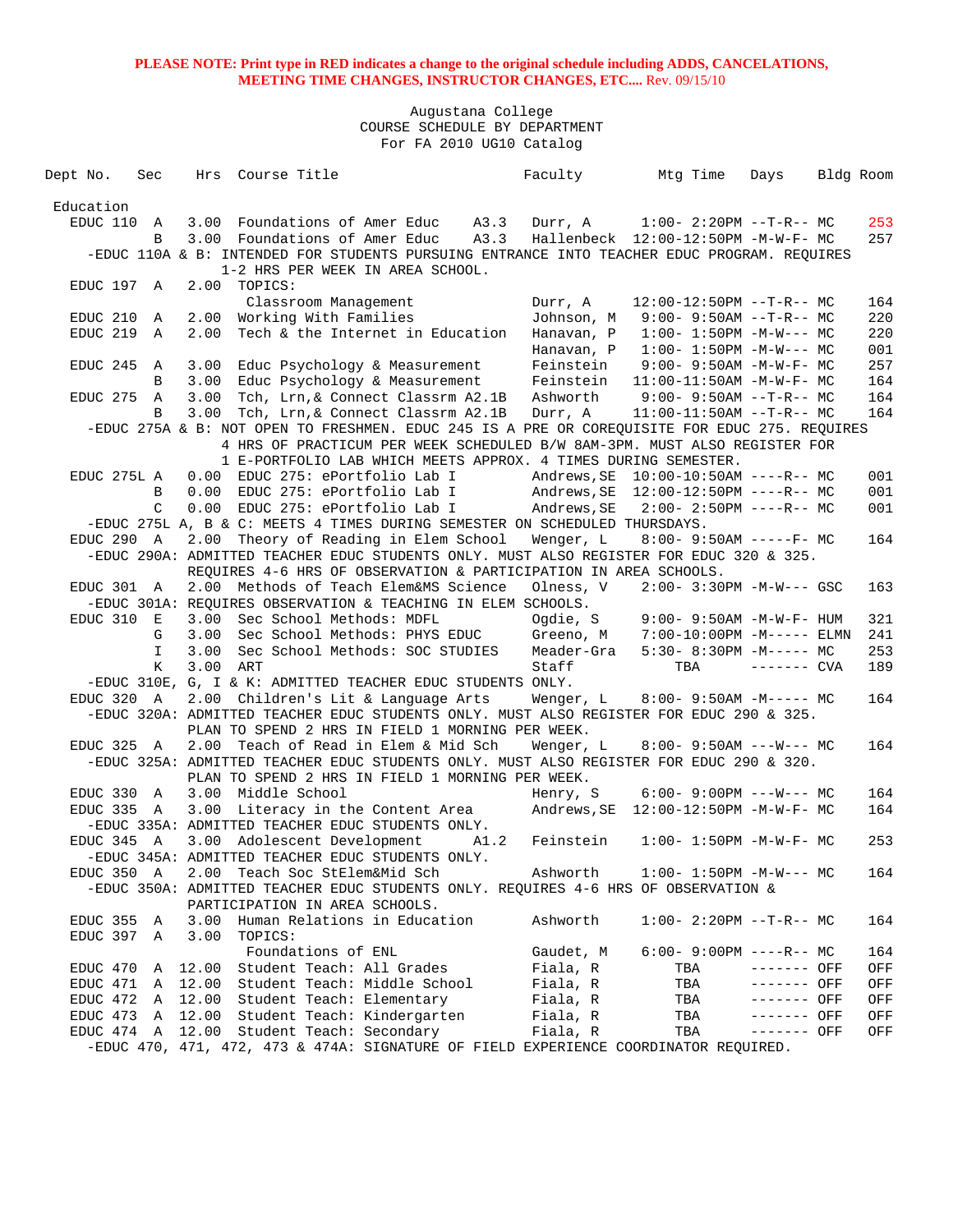**PLEASE NOTE: Print type in RED indicates a change to the original schedule including ADDS, CANCELATIONS, MEETING TIME CHANGES, INSTRUCTOR CHANGES, ETC....** Rev. 09/15/10

Augustana College
COURSE SCHEDULE BY DEPARTMENT
For FA 2010 UG10 Catalog

| Dept No. | Sec | Hrs | Course Title | | Faculty | Mtg Time | Days | Bldg | Room |
|---|---|---|---|---|---|---|---|---|---|
| Education | | | | | | | | | |
| EDUC 110 | A | 3.00 | Foundations of Amer Educ | A3.3 | Durr, A | 1:00- 2:20PM | --T-R-- | MC | 253 |
| | B | 3.00 | Foundations of Amer Educ | A3.3 | Hallenbeck | 12:00-12:50PM | -M-W-F- | MC | 257 |
| -EDUC 110A & B: INTENDED FOR STUDENTS PURSUING ENTRANCE INTO TEACHER EDUC PROGRAM. REQUIRES 1-2 HRS PER WEEK IN AREA SCHOOL. | | | | | | | | | |
| EDUC 197 | A | 2.00 | TOPICS: | | | | | | |
| | | | Classroom Management | | Durr, A | 12:00-12:50PM | --T-R-- | MC | 164 |
| EDUC 210 | A | 2.00 | Working With Families | | Johnson, M | 9:00- 9:50AM | --T-R-- | MC | 220 |
| EDUC 219 | A | 2.00 | Tech & the Internet in Education | | Hanavan, P | 1:00- 1:50PM | -M-W--- | MC | 220 |
| | | | | | Hanavan, P | 1:00- 1:50PM | -M-W--- | MC | 001 |
| EDUC 245 | A | 3.00 | Educ Psychology & Measurement | | Feinstein | 9:00- 9:50AM | -M-W-F- | MC | 257 |
| | B | 3.00 | Educ Psychology & Measurement | | Feinstein | 11:00-11:50AM | -M-W-F- | MC | 164 |
| EDUC 275 | A | 3.00 | Tch, Lrn,& Connect Classrm | A2.1B | Ashworth | 9:00- 9:50AM | --T-R-- | MC | 164 |
| | B | 3.00 | Tch, Lrn,& Connect Classrm | A2.1B | Durr, A | 11:00-11:50AM | --T-R-- | MC | 164 |
| -EDUC 275A & B: NOT OPEN TO FRESHMEN. EDUC 245 IS A PRE OR COREQUISITE FOR EDUC 275. REQUIRES 4 HRS OF PRACTICUM PER WEEK SCHEDULED B/W 8AM-3PM. MUST ALSO REGISTER FOR 1 E-PORTFOLIO LAB WHICH MEETS APPROX. 4 TIMES DURING SEMESTER. | | | | | | | | | |
| EDUC 275L | A | 0.00 | EDUC 275: ePortfolio Lab I | | Andrews,SE | 10:00-10:50AM | ----R-- | MC | 001 |
| | B | 0.00 | EDUC 275: ePortfolio Lab I | | Andrews,SE | 12:00-12:50PM | ----R-- | MC | 001 |
| | C | 0.00 | EDUC 275: ePortfolio Lab I | | Andrews,SE | 2:00- 2:50PM | ----R-- | MC | 001 |
| -EDUC 275L A, B & C: MEETS 4 TIMES DURING SEMESTER ON SCHEDULED THURSDAYS. | | | | | | | | | |
| EDUC 290 | A | 2.00 | Theory of Reading in Elem School | | Wenger, L | 8:00- 9:50AM | -----F- | MC | 164 |
| -EDUC 290A: ADMITTED TEACHER EDUC STUDENTS ONLY. MUST ALSO REGISTER FOR EDUC 320 & 325. REQUIRES 4-6 HRS OF OBSERVATION & PARTICIPATION IN AREA SCHOOLS. | | | | | | | | | |
| EDUC 301 | A | 2.00 | Methods of Teach Elem&MS Science | | Olness, V | 2:00- 3:30PM | -M-W--- | GSC | 163 |
| -EDUC 301A: REQUIRES OBSERVATION & TEACHING IN ELEM SCHOOLS. | | | | | | | | | |
| EDUC 310 | E | 3.00 | Sec School Methods: MDFL | | Ogdie, S | 9:00- 9:50AM | -M-W-F- | HUM | 321 |
| | G | 3.00 | Sec School Methods: PHYS EDUC | | Greeno, M | 7:00-10:00PM | -M----- | ELMN | 241 |
| | I | 3.00 | Sec School Methods: SOC STUDIES | | Meader-Gra | 5:30- 8:30PM | -M----- | MC | 253 |
| | K | 3.00 | ART | | Staff | TBA | ------- | CVA | 189 |
| -EDUC 310E, G, I & K: ADMITTED TEACHER EDUC STUDENTS ONLY. | | | | | | | | | |
| EDUC 320 | A | 2.00 | Children's Lit & Language Arts | | Wenger, L | 8:00- 9:50AM | -M----- | MC | 164 |
| -EDUC 320A: ADMITTED TEACHER EDUC STUDENTS ONLY. MUST ALSO REGISTER FOR EDUC 290 & 325. PLAN TO SPEND 2 HRS IN FIELD 1 MORNING PER WEEK. | | | | | | | | | |
| EDUC 325 | A | 2.00 | Teach of Read in Elem & Mid Sch | | Wenger, L | 8:00- 9:50AM | ---W--- | MC | 164 |
| -EDUC 325A: ADMITTED TEACHER EDUC STUDENTS ONLY. MUST ALSO REGISTER FOR EDUC 290 & 320. PLAN TO SPEND 2 HRS IN FIELD 1 MORNING PER WEEK. | | | | | | | | | |
| EDUC 330 | A | 3.00 | Middle School | | Henry, S | 6:00- 9:00PM | ---W--- | MC | 164 |
| EDUC 335 | A | 3.00 | Literacy in the Content Area | | Andrews,SE | 12:00-12:50PM | -M-W-F- | MC | 164 |
| -EDUC 335A: ADMITTED TEACHER EDUC STUDENTS ONLY. | | | | | | | | | |
| EDUC 345 | A | 3.00 | Adolescent Development | A1.2 | Feinstein | 1:00- 1:50PM | -M-W-F- | MC | 253 |
| -EDUC 345A: ADMITTED TEACHER EDUC STUDENTS ONLY. | | | | | | | | | |
| EDUC 350 | A | 2.00 | Teach Soc StElem&Mid Sch | | Ashworth | 1:00- 1:50PM | -M-W--- | MC | 164 |
| -EDUC 350A: ADMITTED TEACHER EDUC STUDENTS ONLY. REQUIRES 4-6 HRS OF OBSERVATION & PARTICIPATION IN AREA SCHOOLS. | | | | | | | | | |
| EDUC 355 | A | 3.00 | Human Relations in Education | | Ashworth | 1:00- 2:20PM | --T-R-- | MC | 164 |
| EDUC 397 | A | 3.00 | TOPICS: | | | | | | |
| | | | Foundations of ENL | | Gaudet, M | 6:00- 9:00PM | ----R-- | MC | 164 |
| EDUC 470 | A | 12.00 | Student Teach: All Grades | | Fiala, R | TBA | ------- | OFF | OFF |
| EDUC 471 | A | 12.00 | Student Teach: Middle School | | Fiala, R | TBA | ------- | OFF | OFF |
| EDUC 472 | A | 12.00 | Student Teach: Elementary | | Fiala, R | TBA | ------- | OFF | OFF |
| EDUC 473 | A | 12.00 | Student Teach: Kindergarten | | Fiala, R | TBA | ------- | OFF | OFF |
| EDUC 474 | A | 12.00 | Student Teach: Secondary | | Fiala, R | TBA | ------- | OFF | OFF |
| -EDUC 470, 471, 472, 473 & 474A: SIGNATURE OF FIELD EXPERIENCE COORDINATOR REQUIRED. | | | | | | | | | |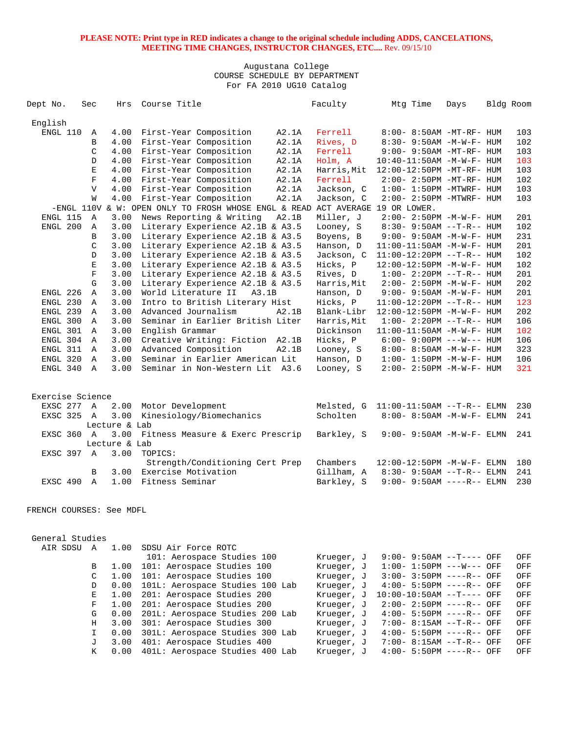**PLEASE NOTE: Print type in RED indicates a change to the original schedule including ADDS, CANCELATIONS, MEETING TIME CHANGES, INSTRUCTOR CHANGES, ETC....** Rev. 09/15/10

Augustana College
COURSE SCHEDULE BY DEPARTMENT
For FA 2010 UG10 Catalog

| Dept No. | Sec | Hrs | Course Title | Faculty | Mtg Time | Days | Bldg | Room |
|---|---|---|---|---|---|---|---|---|
| **English** | | | | | | | | |
| ENGL 110 | A | 4.00 | First-Year Composition A2.1A | Ferrell | 8:00- 8:50AM | -MT-RF- | HUM | 103 |
| | B | 4.00 | First-Year Composition A2.1A | Rives, D | 8:30- 9:50AM | -M-W-F- | HUM | 102 |
| | C | 4.00 | First-Year Composition A2.1A | Ferrell | 9:00- 9:50AM | -MT-RF- | HUM | 103 |
| | D | 4.00 | First-Year Composition A2.1A | Holm, A | 10:40-11:50AM | -M-W-F- | HUM | 103 |
| | E | 4.00 | First-Year Composition A2.1A | Harris,Mit | 12:00-12:50PM | -MT-RF- | HUM | 103 |
| | F | 4.00 | First-Year Composition A2.1A | Ferrell | 2:00- 2:50PM | -MT-RF- | HUM | 102 |
| | V | 4.00 | First-Year Composition A2.1A | Jackson, C | 1:00- 1:50PM | -MTWRF- | HUM | 103 |
| | W | 4.00 | First-Year Composition A2.1A | Jackson, C | 2:00- 2:50PM | -MTWRF- | HUM | 103 |
| -ENGL 110V & W: OPEN ONLY TO FROSH WHOSE ENGL & READ ACT AVERAGE 19 OR LOWER. | | | | | | | | |
| ENGL 115 | A | 3.00 | News Reporting & Writing A2.1B | Miller, J | 2:00- 2:50PM | -M-W-F- | HUM | 201 |
| ENGL 200 | A | 3.00 | Literary Experience A2.1B & A3.5 | Looney, S | 8:30- 9:50AM | --T-R-- | HUM | 102 |
| | B | 3.00 | Literary Experience A2.1B & A3.5 | Boyens, B | 9:00- 9:50AM | -M-W-F- | HUM | 231 |
| | C | 3.00 | Literary Experience A2.1B & A3.5 | Hanson, D | 11:00-11:50AM | -M-W-F- | HUM | 201 |
| | D | 3.00 | Literary Experience A2.1B & A3.5 | Jackson, C | 11:00-12:20PM | --T-R-- | HUM | 102 |
| | E | 3.00 | Literary Experience A2.1B & A3.5 | Hicks, P | 12:00-12:50PM | -M-W-F- | HUM | 102 |
| | F | 3.00 | Literary Experience A2.1B & A3.5 | Rives, D | 1:00- 2:20PM | --T-R-- | HUM | 201 |
| | G | 3.00 | Literary Experience A2.1B & A3.5 | Harris,Mit | 2:00- 2:50PM | -M-W-F- | HUM | 202 |
| ENGL 226 | A | 3.00 | World Literature II A3.1B | Hanson, D | 9:00- 9:50AM | -M-W-F- | HUM | 201 |
| ENGL 230 | A | 3.00 | Intro to British Literary Hist | Hicks, P | 11:00-12:20PM | --T-R-- | HUM | 123 |
| ENGL 239 | A | 3.00 | Advanced Journalism A2.1B | Blank-Libr | 12:00-12:50PM | -M-W-F- | HUM | 202 |
| ENGL 300 | A | 3.00 | Seminar in Earlier British Liter | Harris,Mit | 1:00- 2:20PM | --T-R-- | HUM | 106 |
| ENGL 301 | A | 3.00 | English Grammar | Dickinson | 11:00-11:50AM | -M-W-F- | HUM | 102 |
| ENGL 304 | A | 3.00 | Creative Writing: Fiction A2.1B | Hicks, P | 6:00- 9:00PM | ---W--- | HUM | 106 |
| ENGL 311 | A | 3.00 | Advanced Composition A2.1B | Looney, S | 8:00- 8:50AM | -M-W-F- | HUM | 323 |
| ENGL 320 | A | 3.00 | Seminar in Earlier American Lit | Hanson, D | 1:00- 1:50PM | -M-W-F- | HUM | 106 |
| ENGL 340 | A | 3.00 | Seminar in Non-Western Lit A3.6 | Looney, S | 2:00- 2:50PM | -M-W-F- | HUM | 321 |
| **Exercise Science** | | | | | | | | |
| EXSC 277 | A | 2.00 | Motor Development | Melsted, G | 11:00-11:50AM | --T-R-- | ELMN | 230 |
| EXSC 325 | A | 3.00 | Kinesiology/Biomechanics Lecture & Lab | Scholten | 8:00- 8:50AM | -M-W-F- | ELMN | 241 |
| EXSC 360 | A | 3.00 | Fitness Measure & Exerc Prescrip Lecture & Lab | Barkley, S | 9:00- 9:50AM | -M-W-F- | ELMN | 241 |
| EXSC 397 | A | 3.00 | TOPICS: Strength/Conditioning Cert Prep | Chambers | 12:00-12:50PM | -M-W-F- | ELMN | 180 |
| | B | 3.00 | Exercise Motivation | Gillham, A | 8:30- 9:50AM | --T-R-- | ELMN | 241 |
| EXSC 490 | A | 1.00 | Fitness Seminar | Barkley, S | 9:00- 9:50AM | ----R-- | ELMN | 230 |

FRENCH COURSES: See MDFL

| Dept No. | Sec | Hrs | Course Title | Faculty | Mtg Time | Days | Bldg | Room |
|---|---|---|---|---|---|---|---|---|
| **General Studies** | | | | | | | | |
| AIR SDSU | A | 1.00 | SDSU Air Force ROTC 101: Aerospace Studies 100 | Krueger, J | 9:00- 9:50AM | --T---- | OFF | OFF |
| | B | 1.00 | 101: Aerospace Studies 100 | Krueger, J | 1:00- 1:50PM | ---W--- | OFF | OFF |
| | C | 1.00 | 101: Aerospace Studies 100 | Krueger, J | 3:00- 3:50PM | ----R-- | OFF | OFF |
| | D | 0.00 | 101L: Aerospace Studies 100 Lab | Krueger, J | 4:00- 5:50PM | ----R-- | OFF | OFF |
| | E | 1.00 | 201: Aerospace Studies 200 | Krueger, J | 10:00-10:50AM | --T---- | OFF | OFF |
| | F | 1.00 | 201: Aerospace Studies 200 | Krueger, J | 2:00- 2:50PM | ----R-- | OFF | OFF |
| | G | 0.00 | 201L: Aerospace Studies 200 Lab | Krueger, J | 4:00- 5:50PM | ----R-- | OFF | OFF |
| | H | 3.00 | 301: Aerospace Studies 300 | Krueger, J | 7:00- 8:15AM | --T-R-- | OFF | OFF |
| | I | 0.00 | 301L: Aerospace Studies 300 Lab | Krueger, J | 4:00- 5:50PM | ----R-- | OFF | OFF |
| | J | 3.00 | 401: Aerospace Studies 400 | Krueger, J | 7:00- 8:15AM | --T-R-- | OFF | OFF |
| | K | 0.00 | 401L: Aerospace Studies 400 Lab | Krueger, J | 4:00- 5:50PM | ----R-- | OFF | OFF |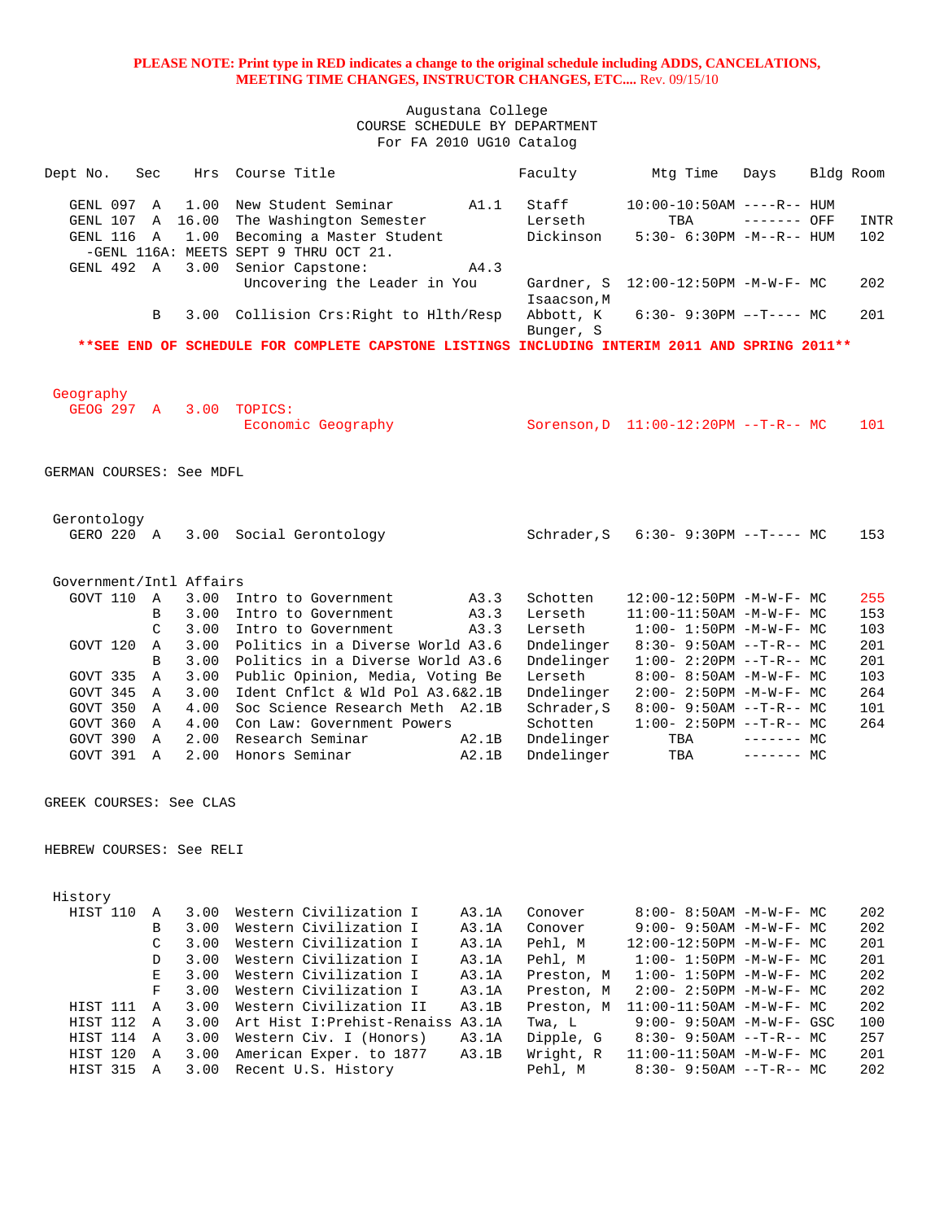**PLEASE NOTE: Print type in RED indicates a change to the original schedule including ADDS, CANCELATIONS, MEETING TIME CHANGES, INSTRUCTOR CHANGES, ETC....** Rev. 09/15/10

Augustana College
COURSE SCHEDULE BY DEPARTMENT
For FA 2010 UG10 Catalog

| Dept No. | Sec | Hrs | Course Title | | Faculty | Mtg Time | Days | Bldg | Room |
|---|---|---|---|---|---|---|---|---|---|
| GENL 097 | A | 1.00 | New Student Seminar | A1.1 | Staff | 10:00-10:50AM | ----R-- | HUM | |
| GENL 107 | A | 16.00 | The Washington Semester | | Lerseth | TBA | ------- | OFF | INTR |
| GENL 116 | A | 1.00 | Becoming a Master Student | | Dickinson | 5:30- 6:30PM | -M--R-- | HUM | 102 |
| -GENL 116A: MEETS SEPT 9 THRU OCT 21. | | | | | | | | | |
| GENL 492 | A | 3.00 | Senior Capstone: Uncovering the Leader in You | A4.3 | Gardner, S Isaacson,M | 12:00-12:50PM | -M-W-F- | MC | 202 |
| | B | 3.00 | Collision Crs:Right to Hlth/Resp | | Abbott, K Bunger, S | 6:30- 9:30PM | --T---- | MC | 201 |

**\*\*SEE END OF SCHEDULE FOR COMPLETE CAPSTONE LISTINGS INCLUDING INTERIM 2011 AND SPRING 2011\*\***

## Geography

| Dept No. | Sec | Hrs | Course Title | | Faculty | Mtg Time | Days | Bldg | Room |
|---|---|---|---|---|---|---|---|---|---|
| GEOG 297 | A | 3.00 | TOPICS: Economic Geography | | Sorenson,D | 11:00-12:20PM | --T-R-- | MC | 101 |

GERMAN COURSES: See MDFL

## Gerontology

| Dept No. | Sec | Hrs | Course Title | | Faculty | Mtg Time | Days | Bldg | Room |
|---|---|---|---|---|---|---|---|---|---|
| GERO 220 | A | 3.00 | Social Gerontology | | Schrader,S | 6:30- 9:30PM | --T---- | MC | 153 |

## Government/Intl Affairs

| Dept No. | Sec | Hrs | Course Title | | Faculty | Mtg Time | Days | Bldg | Room |
|---|---|---|---|---|---|---|---|---|---|
| GOVT 110 | A | 3.00 | Intro to Government | A3.3 | Schotten | 12:00-12:50PM | -M-W-F- | MC | 255 |
| | B | 3.00 | Intro to Government | A3.3 | Lerseth | 11:00-11:50AM | -M-W-F- | MC | 153 |
| | C | 3.00 | Intro to Government | A3.3 | Lerseth | 1:00- 1:50PM | -M-W-F- | MC | 103 |
| GOVT 120 | A | 3.00 | Politics in a Diverse World | A3.6 | Dndelinger | 8:30- 9:50AM | --T-R-- | MC | 201 |
| | B | 3.00 | Politics in a Diverse World | A3.6 | Dndelinger | 1:00- 2:20PM | --T-R-- | MC | 201 |
| GOVT 335 | A | 3.00 | Public Opinion, Media, Voting Be | | Lerseth | 8:00- 8:50AM | -M-W-F- | MC | 103 |
| GOVT 345 | A | 3.00 | Ident Cnflct & Wld Pol | A3.6&2.1B | Dndelinger | 2:00- 2:50PM | -M-W-F- | MC | 264 |
| GOVT 350 | A | 4.00 | Soc Science Research Meth | A2.1B | Schrader,S | 8:00- 9:50AM | --T-R-- | MC | 101 |
| GOVT 360 | A | 4.00 | Con Law: Government Powers | | Schotten | 1:00- 2:50PM | --T-R-- | MC | 264 |
| GOVT 390 | A | 2.00 | Research Seminar | A2.1B | Dndelinger | TBA | ------- | MC | |
| GOVT 391 | A | 2.00 | Honors Seminar | A2.1B | Dndelinger | TBA | ------- | MC | |

GREEK COURSES: See CLAS

HEBREW COURSES: See RELI

## History

| Dept No. | Sec | Hrs | Course Title | | Faculty | Mtg Time | Days | Bldg | Room |
|---|---|---|---|---|---|---|---|---|---|
| HIST 110 | A | 3.00 | Western Civilization I | A3.1A | Conover | 8:00- 8:50AM | -M-W-F- | MC | 202 |
| | B | 3.00 | Western Civilization I | A3.1A | Conover | 9:00- 9:50AM | -M-W-F- | MC | 202 |
| | C | 3.00 | Western Civilization I | A3.1A | Pehl, M | 12:00-12:50PM | -M-W-F- | MC | 201 |
| | D | 3.00 | Western Civilization I | A3.1A | Pehl, M | 1:00- 1:50PM | -M-W-F- | MC | 201 |
| | E | 3.00 | Western Civilization I | A3.1A | Preston, M | 1:00- 1:50PM | -M-W-F- | MC | 202 |
| | F | 3.00 | Western Civilization I | A3.1A | Preston, M | 2:00- 2:50PM | -M-W-F- | MC | 202 |
| HIST 111 | A | 3.00 | Western Civilization II | A3.1B | Preston, M | 11:00-11:50AM | -M-W-F- | MC | 202 |
| HIST 112 | A | 3.00 | Art Hist I:Prehist-Renaiss | A3.1A | Twa, L | 9:00- 9:50AM | -M-W-F- | GSC | 100 |
| HIST 114 | A | 3.00 | Western Civ. I (Honors) | A3.1A | Dipple, G | 8:30- 9:50AM | --T-R-- | MC | 257 |
| HIST 120 | A | 3.00 | American Exper. to 1877 | A3.1B | Wright, R | 11:00-11:50AM | -M-W-F- | MC | 201 |
| HIST 315 | A | 3.00 | Recent U.S. History | | Pehl, M | 8:30- 9:50AM | --T-R-- | MC | 202 |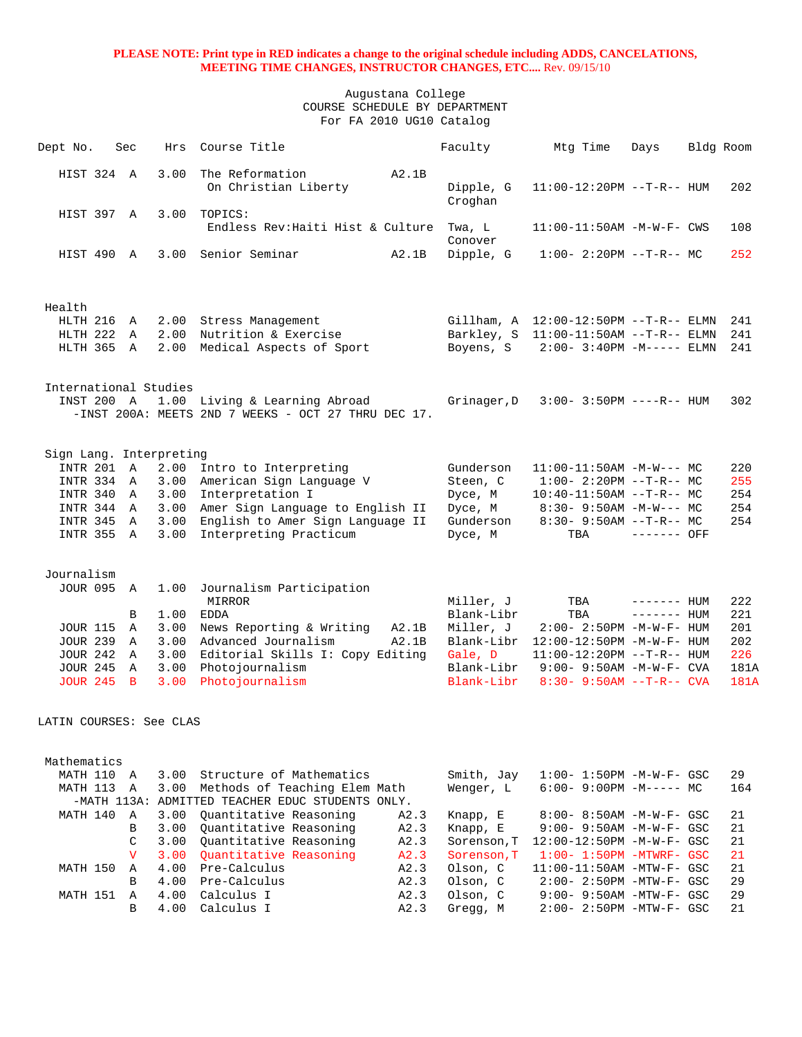**PLEASE NOTE: Print type in RED indicates a change to the original schedule including ADDS, CANCELATIONS, MEETING TIME CHANGES, INSTRUCTOR CHANGES, ETC....** Rev. 09/15/10

Augustana College
COURSE SCHEDULE BY DEPARTMENT
For FA 2010 UG10 Catalog

| Dept No. | Sec | Hrs | Course Title | | Faculty | Mtg Time | Days | Bldg | Room |
|---|---|---|---|---|---|---|---|---|---|
| HIST 324 | A | 3.00 | The Reformation | A2.1B | | | | | |
| | | | On Christian Liberty | | Dipple, G Croghan | 11:00-12:20PM | --T-R-- | HUM | 202 |
| HIST 397 | A | 3.00 | TOPICS: | | | | | | |
| | | | Endless Rev:Haiti Hist & Culture | | Twa, L Conover | 11:00-11:50AM | -M-W-F- | CWS | 108 |
| HIST 490 | A | 3.00 | Senior Seminar | A2.1B | Dipple, G | 1:00- 2:20PM | --T-R-- | MC | 252 |

**Health**

| Dept No. | Sec | Hrs | Course Title | | Faculty | Mtg Time | Days | Bldg | Room |
|---|---|---|---|---|---|---|---|---|---|
| HLTH 216 | A | 2.00 | Stress Management | | Gillham, A | 12:00-12:50PM | --T-R-- | ELMN | 241 |
| HLTH 222 | A | 2.00 | Nutrition & Exercise | | Barkley, S | 11:00-11:50AM | --T-R-- | ELMN | 241 |
| HLTH 365 | A | 2.00 | Medical Aspects of Sport | | Boyens, S | 2:00- 3:40PM | -M----- | ELMN | 241 |

**International Studies**

| Dept No. | Sec | Hrs | Course Title | | Faculty | Mtg Time | Days | Bldg | Room |
|---|---|---|---|---|---|---|---|---|---|
| INST 200 | A | 1.00 | Living & Learning Abroad | | Grinager,D | 3:00- 3:50PM | ----R-- | HUM | 302 |

-INST 200A: MEETS 2ND 7 WEEKS - OCT 27 THRU DEC 17.

**Sign Lang. Interpreting**

| Dept No. | Sec | Hrs | Course Title | | Faculty | Mtg Time | Days | Bldg | Room |
|---|---|---|---|---|---|---|---|---|---|
| INTR 201 | A | 2.00 | Intro to Interpreting | | Gunderson | 11:00-11:50AM | -M-W--- | MC | 220 |
| INTR 334 | A | 3.00 | American Sign Language V | | Steen, C | 1:00- 2:20PM | --T-R-- | MC | 255 |
| INTR 340 | A | 3.00 | Interpretation I | | Dyce, M | 10:40-11:50AM | --T-R-- | MC | 254 |
| INTR 344 | A | 3.00 | Amer Sign Language to English II | | Dyce, M | 8:30- 9:50AM | -M-W--- | MC | 254 |
| INTR 345 | A | 3.00 | English to Amer Sign Language II | | Gunderson | 8:30- 9:50AM | --T-R-- | MC | 254 |
| INTR 355 | A | 3.00 | Interpreting Practicum | | Dyce, M | TBA | ------- | OFF | |

**Journalism**

| Dept No. | Sec | Hrs | Course Title | | Faculty | Mtg Time | Days | Bldg | Room |
|---|---|---|---|---|---|---|---|---|---|
| JOUR 095 | A | 1.00 | Journalism Participation | | | | | | |
| | | | MIRROR | | Miller, J | TBA | ------- | HUM | 222 |
| | B | 1.00 | EDDA | | Blank-Libr | TBA | ------- | HUM | 221 |
| JOUR 115 | A | 3.00 | News Reporting & Writing | A2.1B | Miller, J | 2:00- 2:50PM | -M-W-F- | HUM | 201 |
| JOUR 239 | A | 3.00 | Advanced Journalism | A2.1B | Blank-Libr | 12:00-12:50PM | -M-W-F- | HUM | 202 |
| JOUR 242 | A | 3.00 | Editorial Skills I: Copy Editing | | Gale, D | 11:00-12:20PM | --T-R-- | HUM | 226 |
| JOUR 245 | A | 3.00 | Photojournalism | | Blank-Libr | 9:00- 9:50AM | -M-W-F- | CVA | 181A |
| JOUR 245 | B | 3.00 | Photojournalism | | Blank-Libr | 8:30- 9:50AM | --T-R-- | CVA | 181A |

LATIN COURSES: See CLAS

**Mathematics**

| Dept No. | Sec | Hrs | Course Title | | Faculty | Mtg Time | Days | Bldg | Room |
|---|---|---|---|---|---|---|---|---|---|
| MATH 110 | A | 3.00 | Structure of Mathematics | | Smith, Jay | 1:00- 1:50PM | -M-W-F- | GSC | 29 |
| MATH 113 | A | 3.00 | Methods of Teaching Elem Math | | Wenger, L | 6:00- 9:00PM | -M----- | MC | 164 |

-MATH 113A: ADMITTED TEACHER EDUC STUDENTS ONLY.

| Dept No. | Sec | Hrs | Course Title | | Faculty | Mtg Time | Days | Bldg | Room |
|---|---|---|---|---|---|---|---|---|---|
| MATH 140 | A | 3.00 | Quantitative Reasoning | A2.3 | Knapp, E | 8:00- 8:50AM | -M-W-F- | GSC | 21 |
| | B | 3.00 | Quantitative Reasoning | A2.3 | Knapp, E | 9:00- 9:50AM | -M-W-F- | GSC | 21 |
| | C | 3.00 | Quantitative Reasoning | A2.3 | Sorenson,T | 12:00-12:50PM | -M-W-F- | GSC | 21 |
| | V | 3.00 | Quantitative Reasoning | A2.3 | Sorenson,T | 1:00- 1:50PM | -MTWRF- | GSC | 21 |
| MATH 150 | A | 4.00 | Pre-Calculus | A2.3 | Olson, C | 11:00-11:50AM | -MTW-F- | GSC | 21 |
| | B | 4.00 | Pre-Calculus | A2.3 | Olson, C | 2:00- 2:50PM | -MTW-F- | GSC | 29 |
| MATH 151 | A | 4.00 | Calculus I | A2.3 | Olson, C | 9:00- 9:50AM | -MTW-F- | GSC | 29 |
| | B | 4.00 | Calculus I | A2.3 | Gregg, M | 2:00- 2:50PM | -MTW-F- | GSC | 21 |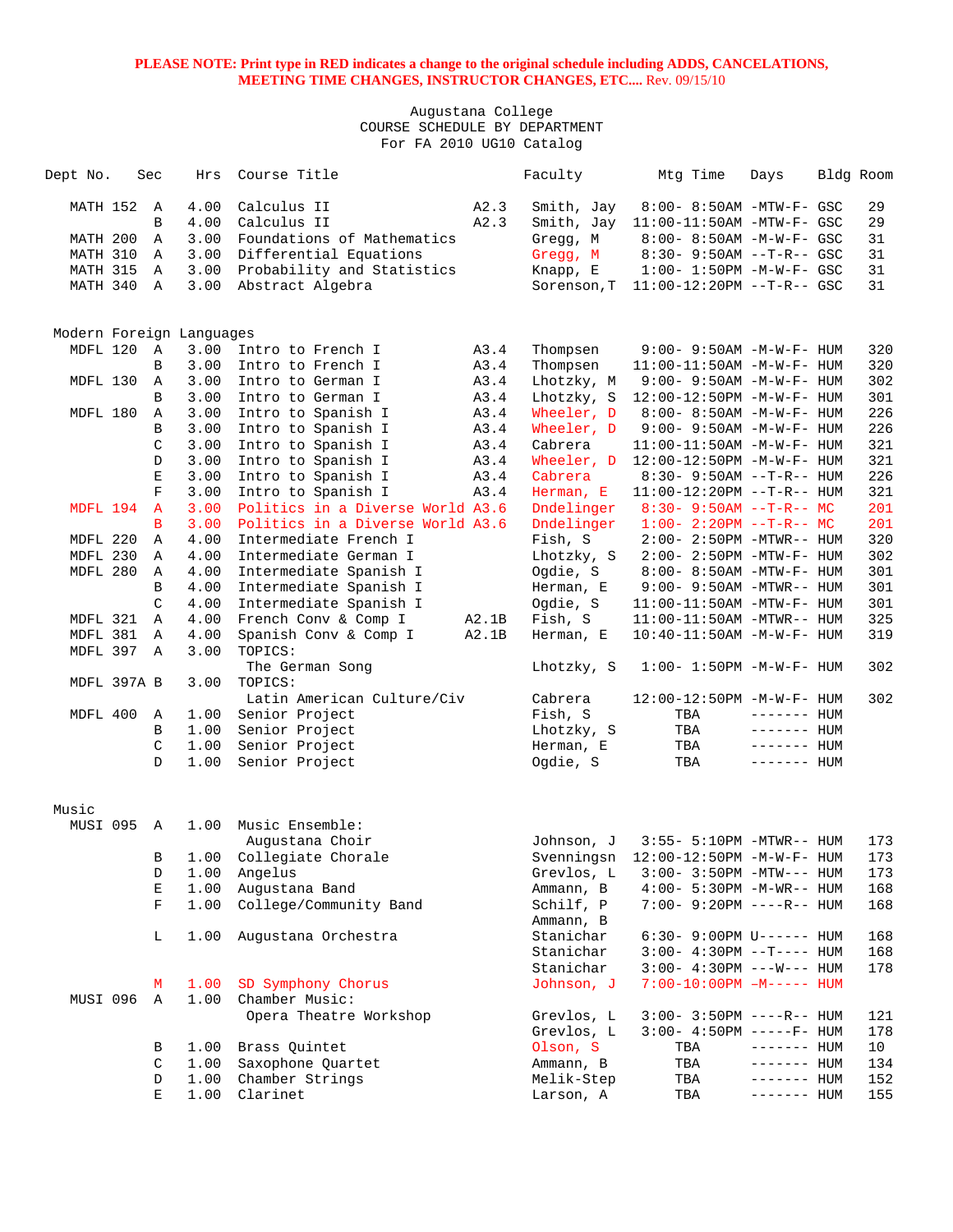PLEASE NOTE: Print type in RED indicates a change to the original schedule including ADDS, CANCELATIONS, MEETING TIME CHANGES, INSTRUCTOR CHANGES, ETC.... Rev. 09/15/10

Augustana College
COURSE SCHEDULE BY DEPARTMENT
For FA 2010 UG10 Catalog

| Dept No. | Sec | Hrs | Course Title | | Faculty | Mtg Time | Days | Bldg | Room |
|---|---|---|---|---|---|---|---|---|---|
| MATH 152 | A | 4.00 | Calculus II | A2.3 | Smith, Jay | 8:00- 8:50AM | -MTW-F- | GSC | 29 |
| | B | 4.00 | Calculus II | A2.3 | Smith, Jay | 11:00-11:50AM | -MTW-F- | GSC | 29 |
| MATH 200 | A | 3.00 | Foundations of Mathematics | | Gregg, M | 8:00- 8:50AM | -M-W-F- | GSC | 31 |
| MATH 310 | A | 3.00 | Differential Equations | | Gregg, M | 8:30- 9:50AM | --T-R-- | GSC | 31 |
| MATH 315 | A | 3.00 | Probability and Statistics | | Knapp, E | 1:00- 1:50PM | -M-W-F- | GSC | 31 |
| MATH 340 | A | 3.00 | Abstract Algebra | | Sorenson,T | 11:00-12:20PM | --T-R-- | GSC | 31 |
| **Modern Foreign Languages** | | | | | | | | | |
| MDFL 120 | A | 3.00 | Intro to French I | A3.4 | Thompsen | 9:00- 9:50AM | -M-W-F- | HUM | 320 |
| | B | 3.00 | Intro to French I | A3.4 | Thompsen | 11:00-11:50AM | -M-W-F- | HUM | 320 |
| MDFL 130 | A | 3.00 | Intro to German I | A3.4 | Lhotzky, M | 9:00- 9:50AM | -M-W-F- | HUM | 302 |
| | B | 3.00 | Intro to German I | A3.4 | Lhotzky, S | 12:00-12:50PM | -M-W-F- | HUM | 301 |
| MDFL 180 | A | 3.00 | Intro to Spanish I | A3.4 | Wheeler, D | 8:00- 8:50AM | -M-W-F- | HUM | 226 |
| | B | 3.00 | Intro to Spanish I | A3.4 | Wheeler, D | 9:00- 9:50AM | -M-W-F- | HUM | 226 |
| | C | 3.00 | Intro to Spanish I | A3.4 | Cabrera | 11:00-11:50AM | -M-W-F- | HUM | 321 |
| | D | 3.00 | Intro to Spanish I | A3.4 | Wheeler, D | 12:00-12:50PM | -M-W-F- | HUM | 321 |
| | E | 3.00 | Intro to Spanish I | A3.4 | Cabrera | 8:30- 9:50AM | --T-R-- | HUM | 226 |
| | F | 3.00 | Intro to Spanish I | A3.4 | Herman, E | 11:00-12:20PM | --T-R-- | HUM | 321 |
| MDFL 194 | A | 3.00 | Politics in a Diverse World | A3.6 | Dndelinger | 8:30- 9:50AM | --T-R-- | MC | 201 |
| | B | 3.00 | Politics in a Diverse World | A3.6 | Dndelinger | 1:00- 2:20PM | --T-R-- | MC | 201 |
| MDFL 220 | A | 4.00 | Intermediate French I | | Fish, S | 2:00- 2:50PM | -MTWR-- | HUM | 320 |
| MDFL 230 | A | 4.00 | Intermediate German I | | Lhotzky, S | 2:00- 2:50PM | -MTW-F- | HUM | 302 |
| MDFL 280 | A | 4.00 | Intermediate Spanish I | | Ogdie, S | 8:00- 8:50AM | -MTW-F- | HUM | 301 |
| | B | 4.00 | Intermediate Spanish I | | Herman, E | 9:00- 9:50AM | -MTWR-- | HUM | 301 |
| | C | 4.00 | Intermediate Spanish I | | Ogdie, S | 11:00-11:50AM | -MTW-F- | HUM | 301 |
| MDFL 321 | A | 4.00 | French Conv & Comp I | A2.1B | Fish, S | 11:00-11:50AM | -MTWR-- | HUM | 325 |
| MDFL 381 | A | 4.00 | Spanish Conv & Comp I | A2.1B | Herman, E | 10:40-11:50AM | -M-W-F- | HUM | 319 |
| MDFL 397 | A | 3.00 | TOPICS: The German Song | | Lhotzky, S | 1:00- 1:50PM | -M-W-F- | HUM | 302 |
| MDFL 397A | B | 3.00 | TOPICS: Latin American Culture/Civ | | Cabrera | 12:00-12:50PM | -M-W-F- | HUM | 302 |
| MDFL 400 | A | 1.00 | Senior Project | | Fish, S | TBA | ------- | HUM | |
| | B | 1.00 | Senior Project | | Lhotzky, S | TBA | ------- | HUM | |
| | C | 1.00 | Senior Project | | Herman, E | TBA | ------- | HUM | |
| | D | 1.00 | Senior Project | | Ogdie, S | TBA | ------- | HUM | |
| **Music** | | | | | | | | | |
| MUSI 095 | A | 1.00 | Music Ensemble: Augustana Choir | | Johnson, J | 3:55- 5:10PM | -MTWR-- | HUM | 173 |
| | B | 1.00 | Collegiate Chorale | | Svenningsn | 12:00-12:50PM | -M-W-F- | HUM | 173 |
| | D | 1.00 | Angelus | | Grevlos, L | 3:00- 3:50PM | -MTW--- | HUM | 173 |
| | E | 1.00 | Augustana Band | | Ammann, B | 4:00- 5:30PM | -M-WR-- | HUM | 168 |
| | F | 1.00 | College/Community Band | | Schilf, P | 7:00- 9:20PM | ----R-- | HUM | 168 |
| | | | | | Ammann, B | | | | |
| | L | 1.00 | Augustana Orchestra | | Stanichar | 6:30- 9:00PM | U------ | HUM | 168 |
| | | | | | Stanichar | 3:00- 4:30PM | --T---- | HUM | 168 |
| | | | | | Stanichar | 3:00- 4:30PM | ---W--- | HUM | 178 |
| | M | 1.00 | SD Symphony Chorus | | Johnson, J | 7:00-10:00PM | -M----- | HUM | |
| MUSI 096 | A | 1.00 | Chamber Music: Opera Theatre Workshop | | Grevlos, L | 3:00- 3:50PM | ----R-- | HUM | 121 |
| | | | | | Grevlos, L | 3:00- 4:50PM | -----F- | HUM | 178 |
| | B | 1.00 | Brass Quintet | | Olson, S | TBA | ------- | HUM | 10 |
| | C | 1.00 | Saxophone Quartet | | Ammann, B | TBA | ------- | HUM | 134 |
| | D | 1.00 | Chamber Strings | | Melik-Step | TBA | ------- | HUM | 152 |
| | E | 1.00 | Clarinet | | Larson, A | TBA | ------- | HUM | 155 |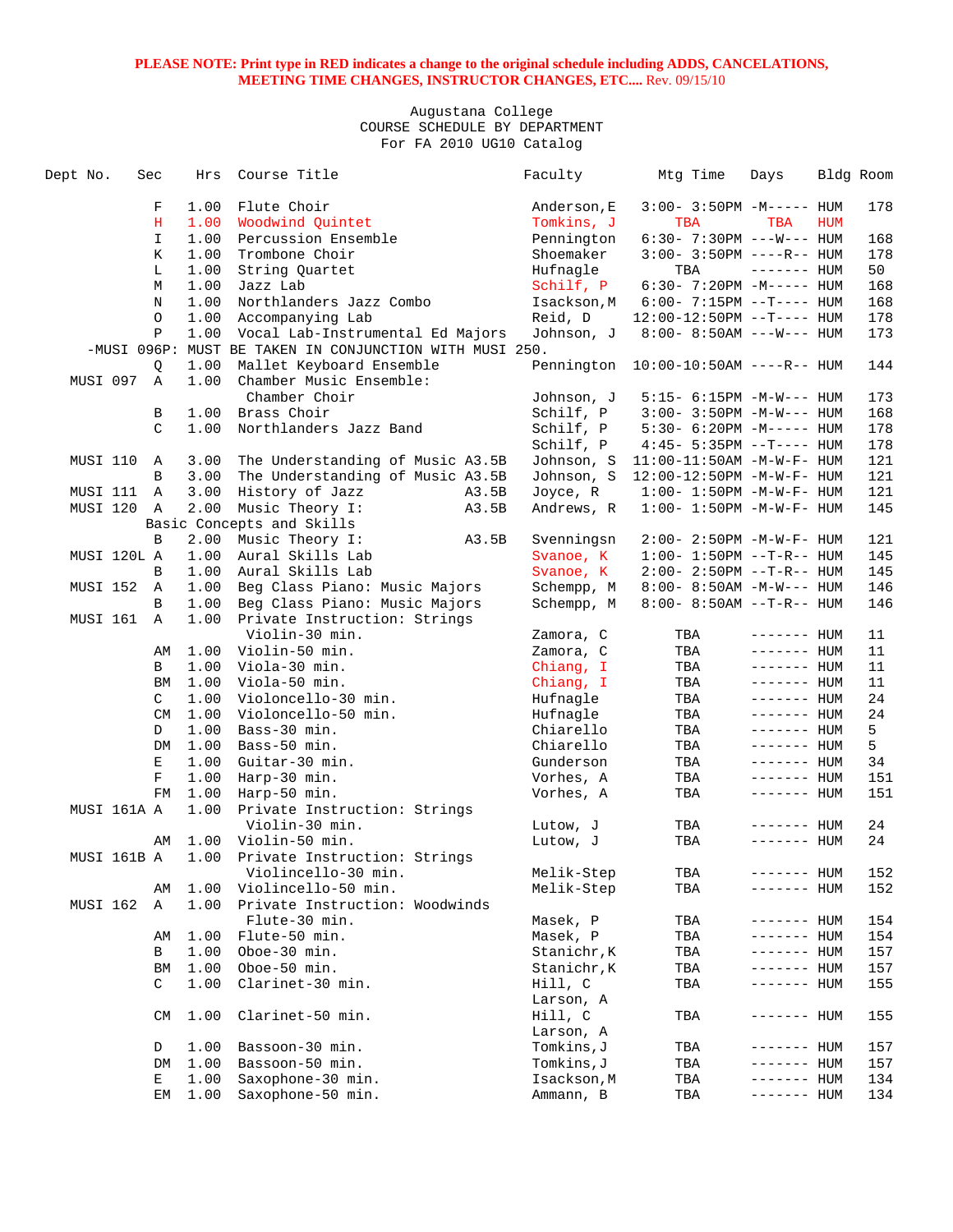**PLEASE NOTE: Print type in RED indicates a change to the original schedule including ADDS, CANCELATIONS, MEETING TIME CHANGES, INSTRUCTOR CHANGES, ETC....** Rev. 09/15/10

Augustana College
COURSE SCHEDULE BY DEPARTMENT
For FA 2010 UG10 Catalog

| Dept No. | Sec | Hrs | Course Title | Faculty | Mtg Time | Days | Bldg | Room |
|---|---|---|---|---|---|---|---|---|
| | F | 1.00 | Flute Choir | Anderson,E | 3:00- 3:50PM | -M----- | HUM | 178 |
| | H | 1.00 | Woodwind Quintet | Tomkins, J | TBA | TBA | HUM | |
| | I | 1.00 | Percussion Ensemble | Pennington | 6:30- 7:30PM | ---W--- | HUM | 168 |
| | K | 1.00 | Trombone Choir | Shoemaker | 3:00- 3:50PM | ----R-- | HUM | 178 |
| | L | 1.00 | String Quartet | Hufnagle | TBA | ------- | HUM | 50 |
| | M | 1.00 | Jazz Lab | Schilf, P | 6:30- 7:20PM | -M----- | HUM | 168 |
| | N | 1.00 | Northlanders Jazz Combo | Isackson,M | 6:00- 7:15PM | --T---- | HUM | 168 |
| | O | 1.00 | Accompanying Lab | Reid, D | 12:00-12:50PM | --T---- | HUM | 178 |
| | P | 1.00 | Vocal Lab-Instrumental Ed Majors | Johnson, J | 8:00- 8:50AM | ---W--- | HUM | 173 |
| -MUSI 096P: MUST BE TAKEN IN CONJUNCTION WITH MUSI 250. | | | | | | | | |
| | Q | 1.00 | Mallet Keyboard Ensemble | Pennington | 10:00-10:50AM | ----R-- | HUM | 144 |
| MUSI 097 | A | 1.00 | Chamber Music Ensemble: Chamber Choir | Johnson, J | 5:15- 6:15PM | -M-W--- | HUM | 173 |
| | B | 1.00 | Brass Choir | Schilf, P | 3:00- 3:50PM | -M-W--- | HUM | 168 |
| | C | 1.00 | Northlanders Jazz Band | Schilf, P | 5:30- 6:20PM | -M----- | HUM | 178 |
| | | | | Schilf, P | 4:45- 5:35PM | --T---- | HUM | 178 |
| MUSI 110 | A | 3.00 | The Understanding of Music A3.5B | Johnson, S | 11:00-11:50AM | -M-W-F- | HUM | 121 |
| | B | 3.00 | The Understanding of Music A3.5B | Johnson, S | 12:00-12:50PM | -M-W-F- | HUM | 121 |
| MUSI 111 | A | 3.00 | History of Jazz A3.5B | Joyce, R | 1:00- 1:50PM | -M-W-F- | HUM | 121 |
| MUSI 120 | A | 2.00 | Music Theory I: A3.5B Basic Concepts and Skills | Andrews, R | 1:00- 1:50PM | -M-W-F- | HUM | 145 |
| | B | 2.00 | Music Theory I: A3.5B | Svenningsn | 2:00- 2:50PM | -M-W-F- | HUM | 121 |
| MUSI 120L | A | 1.00 | Aural Skills Lab | Svanoe, K | 1:00- 1:50PM | --T-R-- | HUM | 145 |
| | B | 1.00 | Aural Skills Lab | Svanoe, K | 2:00- 2:50PM | --T-R-- | HUM | 145 |
| MUSI 152 | A | 1.00 | Beg Class Piano: Music Majors | Schempp, M | 8:00- 8:50AM | -M-W--- | HUM | 146 |
| | B | 1.00 | Beg Class Piano: Music Majors | Schempp, M | 8:00- 8:50AM | --T-R-- | HUM | 146 |
| MUSI 161 | A | 1.00 | Private Instruction: Strings Violin-30 min. | Zamora, C | TBA | ------- | HUM | 11 |
| | AM | 1.00 | Violin-50 min. | Zamora, C | TBA | ------- | HUM | 11 |
| | B | 1.00 | Viola-30 min. | Chiang, I | TBA | ------- | HUM | 11 |
| | BM | 1.00 | Viola-50 min. | Chiang, I | TBA | ------- | HUM | 11 |
| | C | 1.00 | Violoncello-30 min. | Hufnagle | TBA | ------- | HUM | 24 |
| | CM | 1.00 | Violoncello-50 min. | Hufnagle | TBA | ------- | HUM | 24 |
| | D | 1.00 | Bass-30 min. | Chiarello | TBA | ------- | HUM | 5 |
| | DM | 1.00 | Bass-50 min. | Chiarello | TBA | ------- | HUM | 5 |
| | E | 1.00 | Guitar-30 min. | Gunderson | TBA | ------- | HUM | 34 |
| | F | 1.00 | Harp-30 min. | Vorhes, A | TBA | ------- | HUM | 151 |
| | FM | 1.00 | Harp-50 min. | Vorhes, A | TBA | ------- | HUM | 151 |
| MUSI 161A | A | 1.00 | Private Instruction: Strings Violin-30 min. | Lutow, J | TBA | ------- | HUM | 24 |
| | AM | 1.00 | Violin-50 min. | Lutow, J | TBA | ------- | HUM | 24 |
| MUSI 161B | A | 1.00 | Private Instruction: Strings Violincello-30 min. | Melik-Step | TBA | ------- | HUM | 152 |
| | AM | 1.00 | Violincello-50 min. | Melik-Step | TBA | ------- | HUM | 152 |
| MUSI 162 | A | 1.00 | Private Instruction: Woodwinds Flute-30 min. | Masek, P | TBA | ------- | HUM | 154 |
| | AM | 1.00 | Flute-50 min. | Masek, P | TBA | ------- | HUM | 154 |
| | B | 1.00 | Oboe-30 min. | Stanichr,K | TBA | ------- | HUM | 157 |
| | BM | 1.00 | Oboe-50 min. | Stanichr,K | TBA | ------- | HUM | 157 |
| | C | 1.00 | Clarinet-30 min. | Hill, C; Larson, A | TBA | ------- | HUM | 155 |
| | CM | 1.00 | Clarinet-50 min. | Hill, C; Larson, A | TBA | ------- | HUM | 155 |
| | D | 1.00 | Bassoon-30 min. | Tomkins,J | TBA | ------- | HUM | 157 |
| | DM | 1.00 | Bassoon-50 min. | Tomkins,J | TBA | ------- | HUM | 157 |
| | E | 1.00 | Saxophone-30 min. | Isackson,M | TBA | ------- | HUM | 134 |
| | EM | 1.00 | Saxophone-50 min. | Ammann, B | TBA | ------- | HUM | 134 |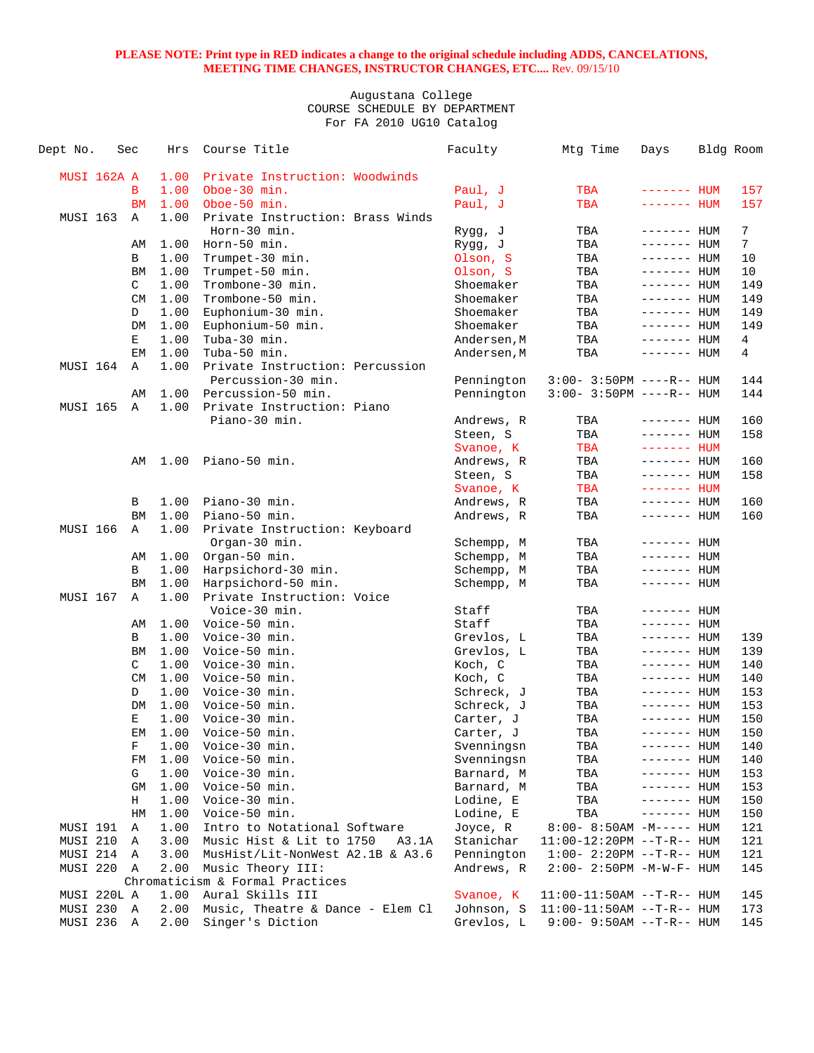**PLEASE NOTE: Print type in RED indicates a change to the original schedule including ADDS, CANCELATIONS, MEETING TIME CHANGES, INSTRUCTOR CHANGES, ETC....** Rev. 09/15/10

Augustana College
COURSE SCHEDULE BY DEPARTMENT
For FA 2010 UG10 Catalog

| Dept No. | Sec | Hrs | Course Title | Faculty | Mtg Time | Days | Bldg | Room |
|---|---|---|---|---|---|---|---|---|
| MUSI 162A | A | 1.00 | Private Instruction: Woodwinds | | | | | |
| | B | 1.00 | Oboe-30 min. | Paul, J | TBA | ------- | HUM | 157 |
| | BM | 1.00 | Oboe-50 min. | Paul, J | TBA | ------- | HUM | 157 |
| MUSI 163 | A | 1.00 | Private Instruction: Brass Winds | | | | | |
| | | | Horn-30 min. | Rygg, J | TBA | ------- | HUM | 7 |
| | AM | 1.00 | Horn-50 min. | Rygg, J | TBA | ------- | HUM | 7 |
| | B | 1.00 | Trumpet-30 min. | Olson, S | TBA | ------- | HUM | 10 |
| | BM | 1.00 | Trumpet-50 min. | Olson, S | TBA | ------- | HUM | 10 |
| | C | 1.00 | Trombone-30 min. | Shoemaker | TBA | ------- | HUM | 149 |
| | CM | 1.00 | Trombone-50 min. | Shoemaker | TBA | ------- | HUM | 149 |
| | D | 1.00 | Euphonium-30 min. | Shoemaker | TBA | ------- | HUM | 149 |
| | DM | 1.00 | Euphonium-50 min. | Shoemaker | TBA | ------- | HUM | 149 |
| | E | 1.00 | Tuba-30 min. | Andersen,M | TBA | ------- | HUM | 4 |
| | EM | 1.00 | Tuba-50 min. | Andersen,M | TBA | ------- | HUM | 4 |
| MUSI 164 | A | 1.00 | Private Instruction: Percussion | | | | | |
| | | | Percussion-30 min. | Pennington | 3:00- 3:50PM | ----R-- | HUM | 144 |
| | AM | 1.00 | Percussion-50 min. | Pennington | 3:00- 3:50PM | ----R-- | HUM | 144 |
| MUSI 165 | A | 1.00 | Private Instruction: Piano | | | | | |
| | | | Piano-30 min. | Andrews, R | TBA | ------- | HUM | 160 |
| | | | | Steen, S | TBA | ------- | HUM | 158 |
| | | | | Svanoe, K | TBA | ------- | HUM | |
| | AM | 1.00 | Piano-50 min. | Andrews, R | TBA | ------- | HUM | 160 |
| | | | | Steen, S | TBA | ------- | HUM | 158 |
| | | | | Svanoe, K | TBA | ------- | HUM | |
| | B | 1.00 | Piano-30 min. | Andrews, R | TBA | ------- | HUM | 160 |
| | BM | 1.00 | Piano-50 min. | Andrews, R | TBA | ------- | HUM | 160 |
| MUSI 166 | A | 1.00 | Private Instruction: Keyboard | | | | | |
| | | | Organ-30 min. | Schempp, M | TBA | ------- | HUM | |
| | AM | 1.00 | Organ-50 min. | Schempp, M | TBA | ------- | HUM | |
| | B | 1.00 | Harpsichord-30 min. | Schempp, M | TBA | ------- | HUM | |
| | BM | 1.00 | Harpsichord-50 min. | Schempp, M | TBA | ------- | HUM | |
| MUSI 167 | A | 1.00 | Private Instruction: Voice | | | | | |
| | | | Voice-30 min. | Staff | TBA | ------- | HUM | |
| | AM | 1.00 | Voice-50 min. | Staff | TBA | ------- | HUM | |
| | B | 1.00 | Voice-30 min. | Grevlos, L | TBA | ------- | HUM | 139 |
| | BM | 1.00 | Voice-50 min. | Grevlos, L | TBA | ------- | HUM | 139 |
| | C | 1.00 | Voice-30 min. | Koch, C | TBA | ------- | HUM | 140 |
| | CM | 1.00 | Voice-50 min. | Koch, C | TBA | ------- | HUM | 140 |
| | D | 1.00 | Voice-30 min. | Schreck, J | TBA | ------- | HUM | 153 |
| | DM | 1.00 | Voice-50 min. | Schreck, J | TBA | ------- | HUM | 153 |
| | E | 1.00 | Voice-30 min. | Carter, J | TBA | ------- | HUM | 150 |
| | EM | 1.00 | Voice-50 min. | Carter, J | TBA | ------- | HUM | 150 |
| | F | 1.00 | Voice-30 min. | Svenningsn | TBA | ------- | HUM | 140 |
| | FM | 1.00 | Voice-50 min. | Svenningsn | TBA | ------- | HUM | 140 |
| | G | 1.00 | Voice-30 min. | Barnard, M | TBA | ------- | HUM | 153 |
| | GM | 1.00 | Voice-50 min. | Barnard, M | TBA | ------- | HUM | 153 |
| | H | 1.00 | Voice-30 min. | Lodine, E | TBA | ------- | HUM | 150 |
| | HM | 1.00 | Voice-50 min. | Lodine, E | TBA | ------- | HUM | 150 |
| MUSI 191 | A | 1.00 | Intro to Notational Software | Joyce, R | 8:00- 8:50AM | -M----- | HUM | 121 |
| MUSI 210 | A | 3.00 | Music Hist & Lit to 1750 A3.1A | Stanichar | 11:00-12:20PM | --T-R-- | HUM | 121 |
| MUSI 214 | A | 3.00 | MusHist/Lit-NonWest A2.1B & A3.6 | Pennington | 1:00- 2:20PM | --T-R-- | HUM | 121 |
| MUSI 220 | A | 2.00 | Music Theory III: | Andrews, R | 2:00- 2:50PM | -M-W-F- | HUM | 145 |
| | | | Chromaticism & Formal Practices | | | | | |
| MUSI 220L | A | 1.00 | Aural Skills III | Svanoe, K | 11:00-11:50AM | --T-R-- | HUM | 145 |
| MUSI 230 | A | 2.00 | Music, Theatre & Dance - Elem Cl | Johnson, S | 11:00-11:50AM | --T-R-- | HUM | 173 |
| MUSI 236 | A | 2.00 | Singer's Diction | Grevlos, L | 9:00- 9:50AM | --T-R-- | HUM | 145 |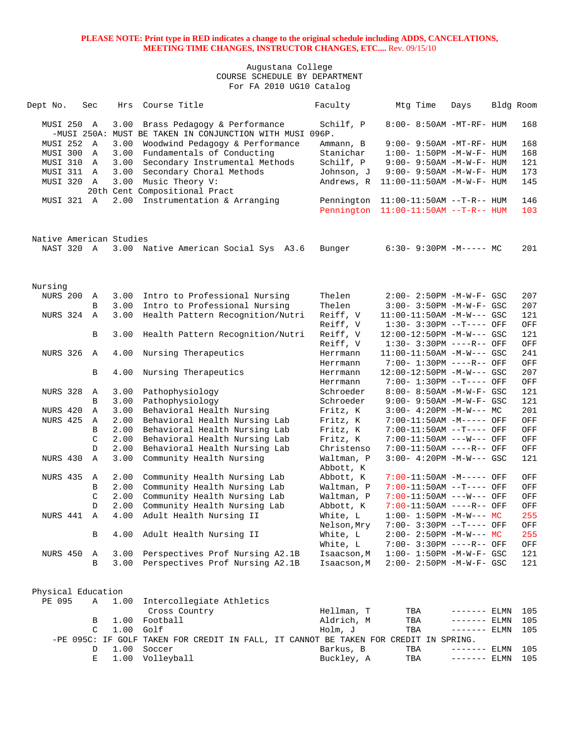PLEASE NOTE: Print type in RED indicates a change to the original schedule including ADDS, CANCELATIONS, MEETING TIME CHANGES, INSTRUCTOR CHANGES, ETC.... Rev. 09/15/10

Augustana College
COURSE SCHEDULE BY DEPARTMENT
For FA 2010 UG10 Catalog

| Dept No. | Sec | Hrs | Course Title | Faculty | Mtg Time | Days | Bldg | Room |
|---|---|---|---|---|---|---|---|---|
| MUSI 250 | A | 3.00 | Brass Pedagogy & Performance | Schilf, P | 8:00- 8:50AM | -MT-RF- | HUM | 168 |
| -MUSI 250A: MUST BE TAKEN IN CONJUNCTION WITH MUSI 096P. | | | | | | | | |
| MUSI 252 | A | 3.00 | Woodwind Pedagogy & Performance | Ammann, B | 9:00- 9:50AM | -MT-RF- | HUM | 168 |
| MUSI 300 | A | 3.00 | Fundamentals of Conducting | Stanichar | 1:00- 1:50PM | -M-W-F- | HUM | 168 |
| MUSI 310 | A | 3.00 | Secondary Instrumental Methods | Schilf, P | 9:00- 9:50AM | -M-W-F- | HUM | 121 |
| MUSI 311 | A | 3.00 | Secondary Choral Methods | Johnson, J | 9:00- 9:50AM | -M-W-F- | HUM | 173 |
| MUSI 320 | A | 3.00 | Music Theory V: 20th Cent Compositional Pract | Andrews, R | 11:00-11:50AM | -M-W-F- | HUM | 145 |
| MUSI 321 | A | 2.00 | Instrumentation & Arranging | Pennington | 11:00-11:50AM | --T-R-- | HUM | 146 |
| | | | | Pennington | 11:00-11:50AM | --T-R-- | HUM | 103 |
| **Native American Studies** | | | | | | | | |
| NAST 320 | A | 3.00 | Native American Social Sys A3.6 | Bunger | 6:30- 9:30PM | -M----- | MC | 201 |
| **Nursing** | | | | | | | | |
| NURS 200 | A | 3.00 | Intro to Professional Nursing | Thelen | 2:00- 2:50PM | -M-W-F- | GSC | 207 |
| | B | 3.00 | Intro to Professional Nursing | Thelen | 3:00- 3:50PM | -M-W-F- | GSC | 207 |
| NURS 324 | A | 3.00 | Health Pattern Recognition/Nutri | Reiff, V | 11:00-11:50AM | -M-W--- | GSC | 121 |
| | | | | Reiff, V | 1:30- 3:30PM | --T---- | OFF | OFF |
| | B | 3.00 | Health Pattern Recognition/Nutri | Reiff, V | 12:00-12:50PM | -M-W--- | GSC | 121 |
| | | | | Reiff, V | 1:30- 3:30PM | ----R-- | OFF | OFF |
| NURS 326 | A | 4.00 | Nursing Therapeutics | Herrmann | 11:00-11:50AM | -M-W--- | GSC | 241 |
| | | | | Herrmann | 7:00- 1:30PM | ----R-- | OFF | OFF |
| | B | 4.00 | Nursing Therapeutics | Herrmann | 12:00-12:50PM | -M-W--- | GSC | 207 |
| | | | | Herrmann | 7:00- 1:30PM | --T---- | OFF | OFF |
| NURS 328 | A | 3.00 | Pathophysiology | Schroeder | 8:00- 8:50AM | -M-W-F- | GSC | 121 |
| | B | 3.00 | Pathophysiology | Schroeder | 9:00- 9:50AM | -M-W-F- | GSC | 121 |
| NURS 420 | A | 3.00 | Behavioral Health Nursing | Fritz, K | 3:00- 4:20PM | -M-W--- | MC | 201 |
| NURS 425 | A | 2.00 | Behavioral Health Nursing Lab | Fritz, K | 7:00-11:50AM | -M----- | OFF | OFF |
| | B | 2.00 | Behavioral Health Nursing Lab | Fritz, K | 7:00-11:50AM | --T---- | OFF | OFF |
| | C | 2.00 | Behavioral Health Nursing Lab | Fritz, K | 7:00-11:50AM | ---W--- | OFF | OFF |
| | D | 2.00 | Behavioral Health Nursing Lab | Christenso | 7:00-11:50AM | ----R-- | OFF | OFF |
| NURS 430 | A | 3.00 | Community Health Nursing | Waltman, P / Abbott, K | 3:00- 4:20PM | -M-W--- | GSC | 121 |
| NURS 435 | A | 2.00 | Community Health Nursing Lab | Abbott, K | 7:00-11:50AM | -M----- | OFF | OFF |
| | B | 2.00 | Community Health Nursing Lab | Waltman, P | 7:00-11:50AM | --T---- | OFF | OFF |
| | C | 2.00 | Community Health Nursing Lab | Waltman, P | 7:00-11:50AM | ---W--- | OFF | OFF |
| | D | 2.00 | Community Health Nursing Lab | Abbott, K | 7:00-11:50AM | ----R-- | OFF | OFF |
| NURS 441 | A | 4.00 | Adult Health Nursing II | White, L | 1:00- 1:50PM | -M-W--- | MC | 255 |
| | | | | Nelson,Mry | 7:00- 3:30PM | --T---- | OFF | OFF |
| | B | 4.00 | Adult Health Nursing II | White, L | 2:00- 2:50PM | -M-W--- | MC | 255 |
| | | | | White, L | 7:00- 3:30PM | ----R-- | OFF | OFF |
| NURS 450 | A | 3.00 | Perspectives Prof Nursing A2.1B | Isaacson,M | 1:00- 1:50PM | -M-W-F- | GSC | 121 |
| | B | 3.00 | Perspectives Prof Nursing A2.1B | Isaacson,M | 2:00- 2:50PM | -M-W-F- | GSC | 121 |
| **Physical Education** | | | | | | | | |
| PE 095 | A | 1.00 | Intercollegiate Athletics Cross Country | Hellman, T | TBA | ------- | ELMN | 105 |
| | B | 1.00 | Football | Aldrich, M | TBA | ------- | ELMN | 105 |
| | C | 1.00 | Golf | Holm, J | TBA | ------- | ELMN | 105 |
| -PE 095C: IF GOLF TAKEN FOR CREDIT IN FALL, IT CANNOT BE TAKEN FOR CREDIT IN SPRING. | | | | | | | | |
| | D | 1.00 | Soccer | Barkus, B | TBA | ------- | ELMN | 105 |
| | E | 1.00 | Volleyball | Buckley, A | TBA | ------- | ELMN | 105 |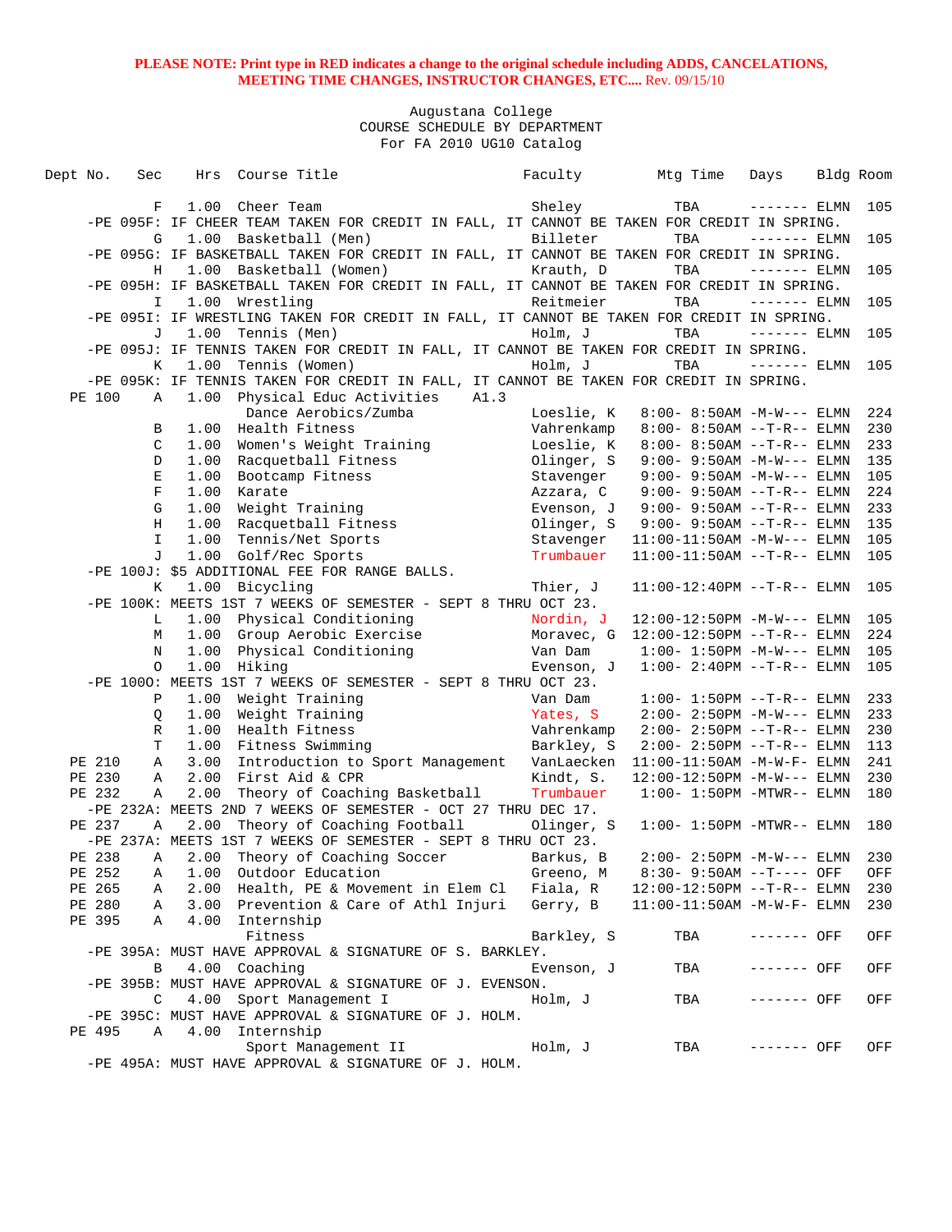**PLEASE NOTE: Print type in RED indicates a change to the original schedule including ADDS, CANCELATIONS, MEETING TIME CHANGES, INSTRUCTOR CHANGES, ETC....** Rev. 09/15/10

Augustana College
COURSE SCHEDULE BY DEPARTMENT
For FA 2010 UG10 Catalog

| Dept No. | Sec | Hrs | Course Title | Faculty | Mtg Time | Days | Bldg | Room |
|---|---|---|---|---|---|---|---|---|
| | F | 1.00 | Cheer Team | Sheley | TBA | ------- | ELMN | 105 |
| -PE 095F: IF CHEER TEAM TAKEN FOR CREDIT IN FALL, IT CANNOT BE TAKEN FOR CREDIT IN SPRING. | | | | | | | | |
| | G | 1.00 | Basketball (Men) | Billeter | TBA | ------- | ELMN | 105 |
| -PE 095G: IF BASKETBALL TAKEN FOR CREDIT IN FALL, IT CANNOT BE TAKEN FOR CREDIT IN SPRING. | | | | | | | | |
| | H | 1.00 | Basketball (Women) | Krauth, D | TBA | ------- | ELMN | 105 |
| -PE 095H: IF BASKETBALL TAKEN FOR CREDIT IN FALL, IT CANNOT BE TAKEN FOR CREDIT IN SPRING. | | | | | | | | |
| | I | 1.00 | Wrestling | Reitmeier | TBA | ------- | ELMN | 105 |
| -PE 095I: IF WRESTLING TAKEN FOR CREDIT IN FALL, IT CANNOT BE TAKEN FOR CREDIT IN SPRING. | | | | | | | | |
| | J | 1.00 | Tennis (Men) | Holm, J | TBA | ------- | ELMN | 105 |
| -PE 095J: IF TENNIS TAKEN FOR CREDIT IN FALL, IT CANNOT BE TAKEN FOR CREDIT IN SPRING. | | | | | | | | |
| | K | 1.00 | Tennis (Women) | Holm, J | TBA | ------- | ELMN | 105 |
| -PE 095K: IF TENNIS TAKEN FOR CREDIT IN FALL, IT CANNOT BE TAKEN FOR CREDIT IN SPRING. | | | | | | | | |
| PE 100 | A | 1.00 | Physical Educ Activities A1.3 | | | | | |
| | | | Dance Aerobics/Zumba | Loeslie, K | 8:00- 8:50AM | -M-W--- | ELMN | 224 |
| | B | 1.00 | Health Fitness | Vahrenkamp | 8:00- 8:50AM | --T-R-- | ELMN | 230 |
| | C | 1.00 | Women's Weight Training | Loeslie, K | 8:00- 8:50AM | --T-R-- | ELMN | 233 |
| | D | 1.00 | Racquetball Fitness | Olinger, S | 9:00- 9:50AM | -M-W--- | ELMN | 135 |
| | E | 1.00 | Bootcamp Fitness | Stavenger | 9:00- 9:50AM | -M-W--- | ELMN | 105 |
| | F | 1.00 | Karate | Azzara, C | 9:00- 9:50AM | --T-R-- | ELMN | 224 |
| | G | 1.00 | Weight Training | Evenson, J | 9:00- 9:50AM | --T-R-- | ELMN | 233 |
| | H | 1.00 | Racquetball Fitness | Olinger, S | 9:00- 9:50AM | --T-R-- | ELMN | 135 |
| | I | 1.00 | Tennis/Net Sports | Stavenger | 11:00-11:50AM | -M-W--- | ELMN | 105 |
| | J | 1.00 | Golf/Rec Sports | Trumbauer | 11:00-11:50AM | --T-R-- | ELMN | 105 |
| -PE 100J: $5 ADDITIONAL FEE FOR RANGE BALLS. | | | | | | | | |
| | K | 1.00 | Bicycling | Thier, J | 11:00-12:40PM | --T-R-- | ELMN | 105 |
| -PE 100K: MEETS 1ST 7 WEEKS OF SEMESTER - SEPT 8 THRU OCT 23. | | | | | | | | |
| | L | 1.00 | Physical Conditioning | Nordin, J | 12:00-12:50PM | -M-W--- | ELMN | 105 |
| | M | 1.00 | Group Aerobic Exercise | Moravec, G | 12:00-12:50PM | --T-R-- | ELMN | 224 |
| | N | 1.00 | Physical Conditioning | Van Dam | 1:00- 1:50PM | -M-W--- | ELMN | 105 |
| | O | 1.00 | Hiking | Evenson, J | 1:00- 2:40PM | --T-R-- | ELMN | 105 |
| -PE 100O: MEETS 1ST 7 WEEKS OF SEMESTER - SEPT 8 THRU OCT 23. | | | | | | | | |
| | P | 1.00 | Weight Training | Van Dam | 1:00- 1:50PM | --T-R-- | ELMN | 233 |
| | Q | 1.00 | Weight Training | Yates, S | 2:00- 2:50PM | -M-W--- | ELMN | 233 |
| | R | 1.00 | Health Fitness | Vahrenkamp | 2:00- 2:50PM | --T-R-- | ELMN | 230 |
| | T | 1.00 | Fitness Swimming | Barkley, S | 2:00- 2:50PM | --T-R-- | ELMN | 113 |
| PE 210 | A | 3.00 | Introduction to Sport Management | VanLaecken | 11:00-11:50AM | -M-W-F- | ELMN | 241 |
| PE 230 | A | 2.00 | First Aid & CPR | Kindt, S. | 12:00-12:50PM | -M-W--- | ELMN | 230 |
| PE 232 | A | 2.00 | Theory of Coaching Basketball | Trumbauer | 1:00- 1:50PM | -MTWR-- | ELMN | 180 |
| -PE 232A: MEETS 2ND 7 WEEKS OF SEMESTER - OCT 27 THRU DEC 17. | | | | | | | | |
| PE 237 | A | 2.00 | Theory of Coaching Football | Olinger, S | 1:00- 1:50PM | -MTWR-- | ELMN | 180 |
| -PE 237A: MEETS 1ST 7 WEEKS OF SEMESTER - SEPT 8 THRU OCT 23. | | | | | | | | |
| PE 238 | A | 2.00 | Theory of Coaching Soccer | Barkus, B | 2:00- 2:50PM | -M-W--- | ELMN | 230 |
| PE 252 | A | 1.00 | Outdoor Education | Greeno, M | 8:30- 9:50AM | --T---- | OFF | OFF |
| PE 265 | A | 2.00 | Health, PE & Movement in Elem Cl | Fiala, R | 12:00-12:50PM | --T-R-- | ELMN | 230 |
| PE 280 | A | 3.00 | Prevention & Care of Athl Injuri | Gerry, B | 11:00-11:50AM | -M-W-F- | ELMN | 230 |
| PE 395 | A | 4.00 | Internship | | | | | |
| | | | Fitness | Barkley, S | TBA | ------- | OFF | OFF |
| -PE 395A: MUST HAVE APPROVAL & SIGNATURE OF S. BARKLEY. | | | | | | | | |
| | B | 4.00 | Coaching | Evenson, J | TBA | ------- | OFF | OFF |
| -PE 395B: MUST HAVE APPROVAL & SIGNATURE OF J. EVENSON. | | | | | | | | |
| | C | 4.00 | Sport Management I | Holm, J | TBA | ------- | OFF | OFF |
| -PE 395C: MUST HAVE APPROVAL & SIGNATURE OF J. HOLM. | | | | | | | | |
| PE 495 | A | 4.00 | Internship | | | | | |
| | | | Sport Management II | Holm, J | TBA | ------- | OFF | OFF |
| -PE 495A: MUST HAVE APPROVAL & SIGNATURE OF J. HOLM. | | | | | | | | |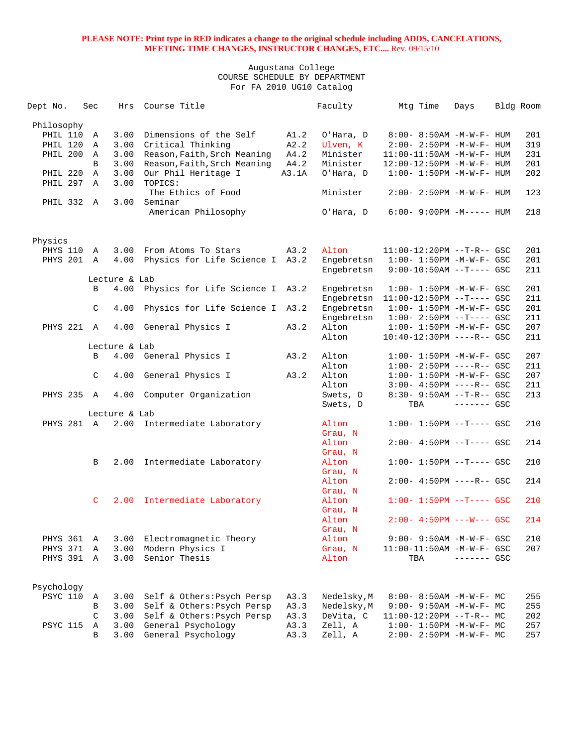**PLEASE NOTE: Print type in RED indicates a change to the original schedule including ADDS, CANCELATIONS, MEETING TIME CHANGES, INSTRUCTOR CHANGES, ETC....** Rev. 09/15/10

Augustana College
COURSE SCHEDULE BY DEPARTMENT
For FA 2010 UG10 Catalog

| Dept No. | Sec | Hrs | Course Title | | Faculty | Mtg Time | Days | Bldg | Room |
|---|---|---|---|---|---|---|---|---|---|
| **Philosophy** | | | | | | | | | |
| PHIL 110 | A | 3.00 | Dimensions of the Self | A1.2 | O'Hara, D | 8:00- 8:50AM | -M-W-F- | HUM | 201 |
| PHIL 120 | A | 3.00 | Critical Thinking | A2.2 | Ulven, K | 2:00- 2:50PM | -M-W-F- | HUM | 319 |
| PHIL 200 | A | 3.00 | Reason,Faith,Srch Meaning | A4.2 | Minister | 11:00-11:50AM | -M-W-F- | HUM | 231 |
| | B | 3.00 | Reason,Faith,Srch Meaning | A4.2 | Minister | 12:00-12:50PM | -M-W-F- | HUM | 201 |
| PHIL 220 | A | 3.00 | Our Phil Heritage I | A3.1A | O'Hara, D | 1:00- 1:50PM | -M-W-F- | HUM | 202 |
| PHIL 297 | A | 3.00 | TOPICS: | | | | | | |
| | | | The Ethics of Food | | Minister | 2:00- 2:50PM | -M-W-F- | HUM | 123 |
| PHIL 332 | A | 3.00 | Seminar | | | | | | |
| | | | American Philosophy | | O'Hara, D | 6:00- 9:00PM | -M----- | HUM | 218 |
| **Physics** | | | | | | | | | |
| PHYS 110 | A | 3.00 | From Atoms To Stars | A3.2 | Alton | 11:00-12:20PM | --T-R-- | GSC | 201 |
| PHYS 201 | A | 4.00 | Physics for Life Science I | A3.2 | Engebretsn | 1:00- 1:50PM | -M-W-F- | GSC | 201 |
| | | | | | Engebretsn | 9:00-10:50AM | --T---- | GSC | 211 |
| | Lecture & Lab | | | | | | | | |
| | B | 4.00 | Physics for Life Science I | A3.2 | Engebretsn | 1:00- 1:50PM | -M-W-F- | GSC | 201 |
| | | | | | Engebretsn | 11:00-12:50PM | --T---- | GSC | 211 |
| | C | 4.00 | Physics for Life Science I | A3.2 | Engebretsn | 1:00- 1:50PM | -M-W-F- | GSC | 201 |
| | | | | | Engebretsn | 1:00- 2:50PM | --T---- | GSC | 211 |
| PHYS 221 | A | 4.00 | General Physics I | A3.2 | Alton | 1:00- 1:50PM | -M-W-F- | GSC | 207 |
| | | | | | Alton | 10:40-12:30PM | ----R-- | GSC | 211 |
| | Lecture & Lab | | | | | | | | |
| | B | 4.00 | General Physics I | A3.2 | Alton | 1:00- 1:50PM | -M-W-F- | GSC | 207 |
| | | | | | Alton | 1:00- 2:50PM | ----R-- | GSC | 211 |
| | C | 4.00 | General Physics I | A3.2 | Alton | 1:00- 1:50PM | -M-W-F- | GSC | 207 |
| | | | | | Alton | 3:00- 4:50PM | ----R-- | GSC | 211 |
| PHYS 235 | A | 4.00 | Computer Organization | | Swets, D | 8:30- 9:50AM | --T-R-- | GSC | 213 |
| | | | | | Swets, D | TBA | ------- | GSC | |
| | Lecture & Lab | | | | | | | | |
| PHYS 281 | A | 2.00 | Intermediate Laboratory | | Alton | 1:00- 1:50PM | --T---- | GSC | 210 |
| | | | | | Grau, N | | | | |
| | | | | | Alton | 2:00- 4:50PM | --T---- | GSC | 214 |
| | | | | | Grau, N | | | | |
| | B | 2.00 | Intermediate Laboratory | | Alton | 1:00- 1:50PM | --T---- | GSC | 210 |
| | | | | | Grau, N | | | | |
| | | | | | Alton | 2:00- 4:50PM | ----R-- | GSC | 214 |
| | | | | | Grau, N | | | | |
| | C | 2.00 | Intermediate Laboratory | | Alton | 1:00- 1:50PM | --T---- | GSC | 210 |
| | | | | | Grau, N | | | | |
| | | | | | Alton | 2:00- 4:50PM | ---W--- | GSC | 214 |
| | | | | | Grau, N | | | | |
| PHYS 361 | A | 3.00 | Electromagnetic Theory | | Alton | 9:00- 9:50AM | -M-W-F- | GSC | 210 |
| PHYS 371 | A | 3.00 | Modern Physics I | | Grau, N | 11:00-11:50AM | -M-W-F- | GSC | 207 |
| PHYS 391 | A | 3.00 | Senior Thesis | | Alton | TBA | ------- | GSC | |
| **Psychology** | | | | | | | | | |
| PSYC 110 | A | 3.00 | Self & Others:Psych Persp | A3.3 | Nedelsky,M | 8:00- 8:50AM | -M-W-F- | MC | 255 |
| | B | 3.00 | Self & Others:Psych Persp | A3.3 | Nedelsky,M | 9:00- 9:50AM | -M-W-F- | MC | 255 |
| | C | 3.00 | Self & Others:Psych Persp | A3.3 | DeVita, C | 11:00-12:20PM | --T-R-- | MC | 202 |
| PSYC 115 | A | 3.00 | General Psychology | A3.3 | Zell, A | 1:00- 1:50PM | -M-W-F- | MC | 257 |
| | B | 3.00 | General Psychology | A3.3 | Zell, A | 2:00- 2:50PM | -M-W-F- | MC | 257 |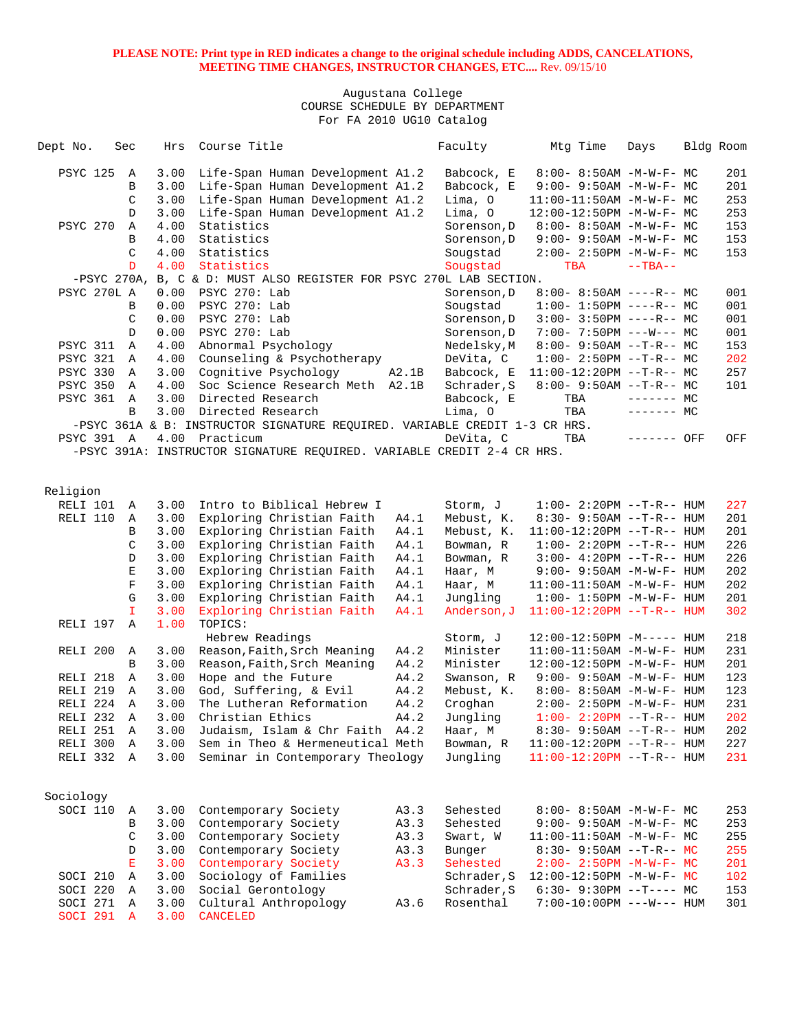**PLEASE NOTE: Print type in RED indicates a change to the original schedule including ADDS, CANCELATIONS, MEETING TIME CHANGES, INSTRUCTOR CHANGES, ETC....** Rev. 09/15/10

Augustana College
COURSE SCHEDULE BY DEPARTMENT
For FA 2010 UG10 Catalog

| Dept No. | Sec | Hrs | Course Title | | Faculty | Mtg Time | Days | Bldg | Room |
|---|---|---|---|---|---|---|---|---|---|
| PSYC 125 | A | 3.00 | Life-Span Human Development | A1.2 | Babcock, E | 8:00- 8:50AM | -M-W-F- | MC | 201 |
| | B | 3.00 | Life-Span Human Development | A1.2 | Babcock, E | 9:00- 9:50AM | -M-W-F- | MC | 201 |
| | C | 3.00 | Life-Span Human Development | A1.2 | Lima, O | 11:00-11:50AM | -M-W-F- | MC | 253 |
| | D | 3.00 | Life-Span Human Development | A1.2 | Lima, O | 12:00-12:50PM | -M-W-F- | MC | 253 |
| PSYC 270 | A | 4.00 | Statistics | | Sorenson,D | 8:00- 8:50AM | -M-W-F- | MC | 153 |
| | B | 4.00 | Statistics | | Sorenson,D | 9:00- 9:50AM | -M-W-F- | MC | 153 |
| | C | 4.00 | Statistics | | Sougstad | 2:00- 2:50PM | -M-W-F- | MC | 153 |
| | D | 4.00 | Statistics | | Sougstad | TBA | --TBA-- | | |
| -PSYC 270A, B, C & D: MUST ALSO REGISTER FOR PSYC 270L LAB SECTION. | | | | | | | | | |
| PSYC 270L | A | 0.00 | PSYC 270: Lab | | Sorenson,D | 8:00- 8:50AM | ----R-- | MC | 001 |
| | B | 0.00 | PSYC 270: Lab | | Sougstad | 1:00- 1:50PM | ----R-- | MC | 001 |
| | C | 0.00 | PSYC 270: Lab | | Sorenson,D | 3:00- 3:50PM | ----R-- | MC | 001 |
| | D | 0.00 | PSYC 270: Lab | | Sorenson,D | 7:00- 7:50PM | ---W--- | MC | 001 |
| PSYC 311 | A | 4.00 | Abnormal Psychology | | Nedelsky,M | 8:00- 9:50AM | --T-R-- | MC | 153 |
| PSYC 321 | A | 4.00 | Counseling & Psychotherapy | | DeVita, C | 1:00- 2:50PM | --T-R-- | MC | 202 |
| PSYC 330 | A | 3.00 | Cognitive Psychology | A2.1B | Babcock, E | 11:00-12:20PM | --T-R-- | MC | 257 |
| PSYC 350 | A | 4.00 | Soc Science Research Meth | A2.1B | Schrader,S | 8:00- 9:50AM | --T-R-- | MC | 101 |
| PSYC 361 | A | 3.00 | Directed Research | | Babcock, E | TBA | ------- | MC | |
| | B | 3.00 | Directed Research | | Lima, O | TBA | ------- | MC | |
| -PSYC 361A & B: INSTRUCTOR SIGNATURE REQUIRED. VARIABLE CREDIT 1-3 CR HRS. | | | | | | | | | |
| PSYC 391 | A | 4.00 | Practicum | | DeVita, C | TBA | ------- | OFF | OFF |
| -PSYC 391A: INSTRUCTOR SIGNATURE REQUIRED. VARIABLE CREDIT 2-4 CR HRS. | | | | | | | | | |

## Religion

| Dept No. | Sec | Hrs | Course Title | | Faculty | Mtg Time | Days | Bldg | Room |
|---|---|---|---|---|---|---|---|---|---|
| RELI 101 | A | 3.00 | Intro to Biblical Hebrew I | | Storm, J | 1:00- 2:20PM | --T-R-- | HUM | 227 |
| RELI 110 | A | 3.00 | Exploring Christian Faith | A4.1 | Mebust, K. | 8:30- 9:50AM | --T-R-- | HUM | 201 |
| | B | 3.00 | Exploring Christian Faith | A4.1 | Mebust, K. | 11:00-12:20PM | --T-R-- | HUM | 201 |
| | C | 3.00 | Exploring Christian Faith | A4.1 | Bowman, R | 1:00- 2:20PM | --T-R-- | HUM | 226 |
| | D | 3.00 | Exploring Christian Faith | A4.1 | Bowman, R | 3:00- 4:20PM | --T-R-- | HUM | 226 |
| | E | 3.00 | Exploring Christian Faith | A4.1 | Haar, M | 9:00- 9:50AM | -M-W-F- | HUM | 202 |
| | F | 3.00 | Exploring Christian Faith | A4.1 | Haar, M | 11:00-11:50AM | -M-W-F- | HUM | 202 |
| | G | 3.00 | Exploring Christian Faith | A4.1 | Jungling | 1:00- 1:50PM | -M-W-F- | HUM | 201 |
| | I | 3.00 | Exploring Christian Faith | A4.1 | Anderson,J | 11:00-12:20PM | --T-R-- | HUM | 302 |
| RELI 197 | A | 1.00 | TOPICS: Hebrew Readings | | Storm, J | 12:00-12:50PM | -M----- | HUM | 218 |
| RELI 200 | A | 3.00 | Reason,Faith,Srch Meaning | A4.2 | Minister | 11:00-11:50AM | -M-W-F- | HUM | 231 |
| | B | 3.00 | Reason,Faith,Srch Meaning | A4.2 | Minister | 12:00-12:50PM | -M-W-F- | HUM | 201 |
| RELI 218 | A | 3.00 | Hope and the Future | A4.2 | Swanson, R | 9:00- 9:50AM | -M-W-F- | HUM | 123 |
| RELI 219 | A | 3.00 | God, Suffering, & Evil | A4.2 | Mebust, K. | 8:00- 8:50AM | -M-W-F- | HUM | 123 |
| RELI 224 | A | 3.00 | The Lutheran Reformation | A4.2 | Croghan | 2:00- 2:50PM | -M-W-F- | HUM | 231 |
| RELI 232 | A | 3.00 | Christian Ethics | A4.2 | Jungling | 1:00- 2:20PM | --T-R-- | HUM | 202 |
| RELI 251 | A | 3.00 | Judaism, Islam & Chr Faith | A4.2 | Haar, M | 8:30- 9:50AM | --T-R-- | HUM | 202 |
| RELI 300 | A | 3.00 | Sem in Theo & Hermeneutical Meth | | Bowman, R | 11:00-12:20PM | --T-R-- | HUM | 227 |
| RELI 332 | A | 3.00 | Seminar in Contemporary Theology | | Jungling | 11:00-12:20PM | --T-R-- | HUM | 231 |

## Sociology

| Dept No. | Sec | Hrs | Course Title | | Faculty | Mtg Time | Days | Bldg | Room |
|---|---|---|---|---|---|---|---|---|---|
| SOCI 110 | A | 3.00 | Contemporary Society | A3.3 | Sehested | 8:00- 8:50AM | -M-W-F- | MC | 253 |
| | B | 3.00 | Contemporary Society | A3.3 | Sehested | 9:00- 9:50AM | -M-W-F- | MC | 253 |
| | C | 3.00 | Contemporary Society | A3.3 | Swart, W | 11:00-11:50AM | -M-W-F- | MC | 255 |
| | D | 3.00 | Contemporary Society | A3.3 | Bunger | 8:30- 9:50AM | --T-R-- | MC | 255 |
| | E | 3.00 | Contemporary Society | A3.3 | Sehested | 2:00- 2:50PM | -M-W-F- | MC | 201 |
| SOCI 210 | A | 3.00 | Sociology of Families | | Schrader,S | 12:00-12:50PM | -M-W-F- | MC | 102 |
| SOCI 220 | A | 3.00 | Social Gerontology | | Schrader,S | 6:30- 9:30PM | --T---- | MC | 153 |
| SOCI 271 | A | 3.00 | Cultural Anthropology | A3.6 | Rosenthal | 7:00-10:00PM | ---W--- | HUM | 301 |
| SOCI 291 | A | 3.00 | CANCELED | | | | | | |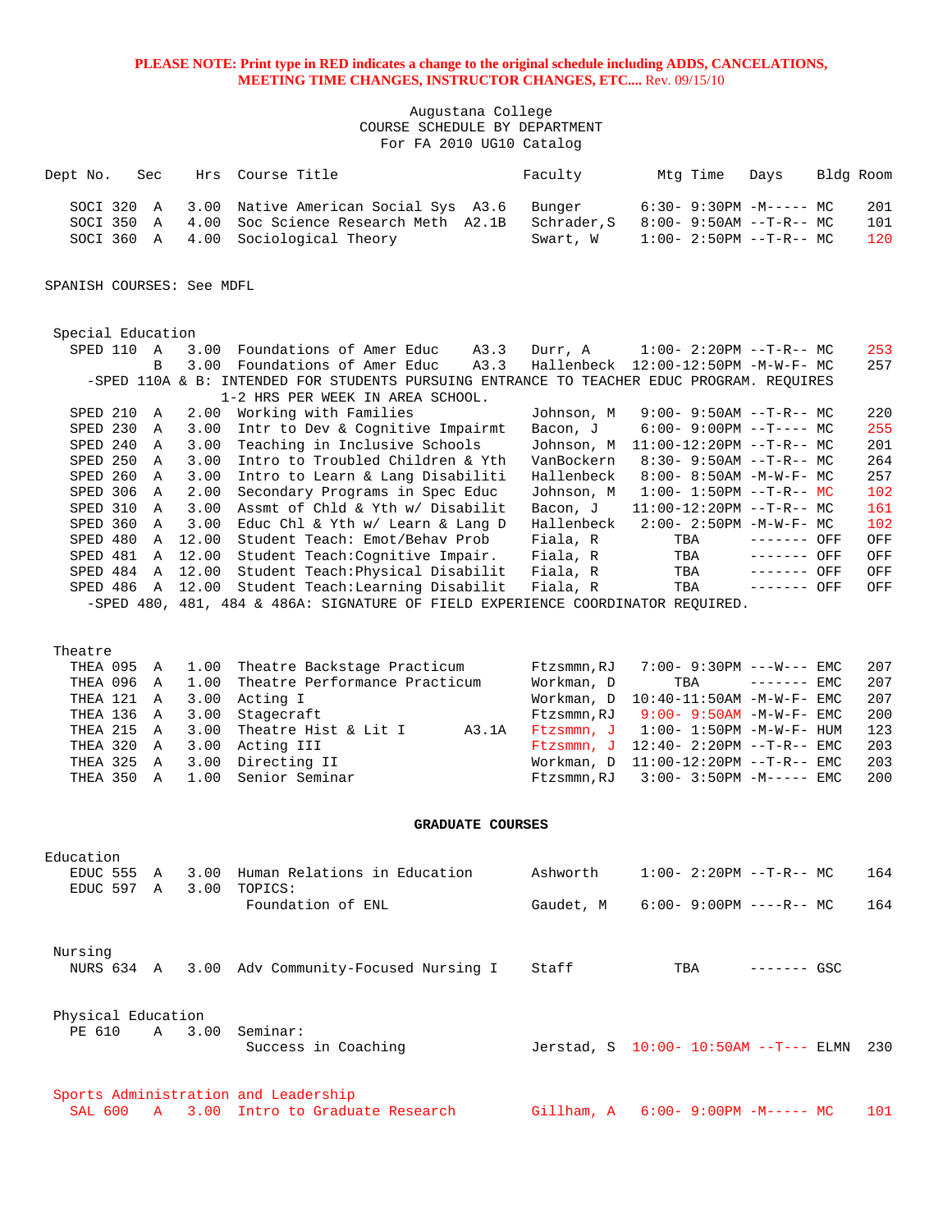**PLEASE NOTE: Print type in RED indicates a change to the original schedule including ADDS, CANCELATIONS, MEETING TIME CHANGES, INSTRUCTOR CHANGES, ETC....** Rev. 09/15/10

Augustana College
COURSE SCHEDULE BY DEPARTMENT
For FA 2010 UG10 Catalog

| Dept No. | Sec | Hrs | Course Title | Faculty | Mtg Time | Days | Bldg | Room |
|---|---|---|---|---|---|---|---|---|
| SOCI 320 | A | 3.00 | Native American Social Sys A3.6 | Bunger | 6:30- 9:30PM | -M----- | MC | 201 |
| SOCI 350 | A | 4.00 | Soc Science Research Meth A2.1B | Schrader,S | 8:00- 9:50AM | --T-R-- | MC | 101 |
| SOCI 360 | A | 4.00 | Sociological Theory | Swart, W | 1:00- 2:50PM | --T-R-- | MC | 120 |

SPANISH COURSES: See MDFL

Special Education

| Dept No. | Sec | Hrs | Course Title | Faculty | Mtg Time | Days | Bldg | Room |
|---|---|---|---|---|---|---|---|---|
| SPED 110 | A | 3.00 | Foundations of Amer Educ A3.3 | Durr, A | 1:00- 2:20PM | --T-R-- | MC | 253 |
| | B | 3.00 | Foundations of Amer Educ A3.3 | Hallenbeck | 12:00-12:50PM | -M-W-F- | MC | 257 |
| -SPED 110A & B: INTENDED FOR STUDENTS PURSUING ENTRANCE TO TEACHER EDUC PROGRAM. REQUIRES 1-2 HRS PER WEEK IN AREA SCHOOL. | | | | | | | | |
| SPED 210 | A | 2.00 | Working with Families | Johnson, M | 9:00- 9:50AM | --T-R-- | MC | 220 |
| SPED 230 | A | 3.00 | Intr to Dev & Cognitive Impairmt | Bacon, J | 6:00- 9:00PM | --T---- | MC | 255 |
| SPED 240 | A | 3.00 | Teaching in Inclusive Schools | Johnson, M | 11:00-12:20PM | --T-R-- | MC | 201 |
| SPED 250 | A | 3.00 | Intro to Troubled Children & Yth | VanBockern | 8:30- 9:50AM | --T-R-- | MC | 264 |
| SPED 260 | A | 3.00 | Intro to Learn & Lang Disabiliti | Hallenbeck | 8:00- 8:50AM | -M-W-F- | MC | 257 |
| SPED 306 | A | 2.00 | Secondary Programs in Spec Educ | Johnson, M | 1:00- 1:50PM | --T-R-- | MC | 102 |
| SPED 310 | A | 3.00 | Assmt of Chld & Yth w/ Disabilit | Bacon, J | 11:00-12:20PM | --T-R-- | MC | 161 |
| SPED 360 | A | 3.00 | Educ Chl & Yth w/ Learn & Lang D | Hallenbeck | 2:00- 2:50PM | -M-W-F- | MC | 102 |
| SPED 480 | A | 12.00 | Student Teach: Emot/Behav Prob | Fiala, R | TBA | ------- | OFF | OFF |
| SPED 481 | A | 12.00 | Student Teach:Cognitive Impair. | Fiala, R | TBA | ------- | OFF | OFF |
| SPED 484 | A | 12.00 | Student Teach:Physical Disabilit | Fiala, R | TBA | ------- | OFF | OFF |
| SPED 486 | A | 12.00 | Student Teach:Learning Disabilit | Fiala, R | TBA | ------- | OFF | OFF |
| -SPED 480, 481, 484 & 486A: SIGNATURE OF FIELD EXPERIENCE COORDINATOR REQUIRED. | | | | | | | | |

Theatre

| Dept No. | Sec | Hrs | Course Title | Faculty | Mtg Time | Days | Bldg | Room |
|---|---|---|---|---|---|---|---|---|
| THEA 095 | A | 1.00 | Theatre Backstage Practicum | Ftzsmmn,RJ | 7:00- 9:30PM | ---W--- | EMC | 207 |
| THEA 096 | A | 1.00 | Theatre Performance Practicum | Workman, D | TBA | ------- | EMC | 207 |
| THEA 121 | A | 3.00 | Acting I | Workman, D | 10:40-11:50AM | -M-W-F- | EMC | 207 |
| THEA 136 | A | 3.00 | Stagecraft | Ftzsmmn,RJ | 9:00- 9:50AM | -M-W-F- | EMC | 200 |
| THEA 215 | A | 3.00 | Theatre Hist & Lit I A3.1A | Ftzsmmn, J | 1:00- 1:50PM | -M-W-F- | HUM | 123 |
| THEA 320 | A | 3.00 | Acting III | Ftzsmmn, J | 12:40- 2:20PM | --T-R-- | EMC | 203 |
| THEA 325 | A | 3.00 | Directing II | Workman, D | 11:00-12:20PM | --T-R-- | EMC | 203 |
| THEA 350 | A | 1.00 | Senior Seminar | Ftzsmmn,RJ | 3:00- 3:50PM | -M----- | EMC | 200 |

## GRADUATE COURSES

Education

| Dept No. | Sec | Hrs | Course Title | Faculty | Mtg Time | Days | Bldg | Room |
|---|---|---|---|---|---|---|---|---|
| EDUC 555 | A | 3.00 | Human Relations in Education | Ashworth | 1:00- 2:20PM | --T-R-- | MC | 164 |
| EDUC 597 | A | 3.00 | TOPICS: Foundation of ENL | Gaudet, M | 6:00- 9:00PM | ----R-- | MC | 164 |

Nursing

| Dept No. | Sec | Hrs | Course Title | Faculty | Mtg Time | Days | Bldg | Room |
|---|---|---|---|---|---|---|---|---|
| NURS 634 | A | 3.00 | Adv Community-Focused Nursing I | Staff | TBA | ------- | GSC | |

Physical Education

| Dept No. | Sec | Hrs | Course Title | Faculty | Mtg Time | Days | Bldg | Room |
|---|---|---|---|---|---|---|---|---|
| PE 610 | A | 3.00 | Seminar: Success in Coaching | Jerstad, S | 10:00- 10:50AM | --T--- | ELMN | 230 |

Sports Administration and Leadership

| Dept No. | Sec | Hrs | Course Title | Faculty | Mtg Time | Days | Bldg | Room |
|---|---|---|---|---|---|---|---|---|
| SAL 600 | A | 3.00 | Intro to Graduate Research | Gillham, A | 6:00- 9:00PM | -M----- | MC | 101 |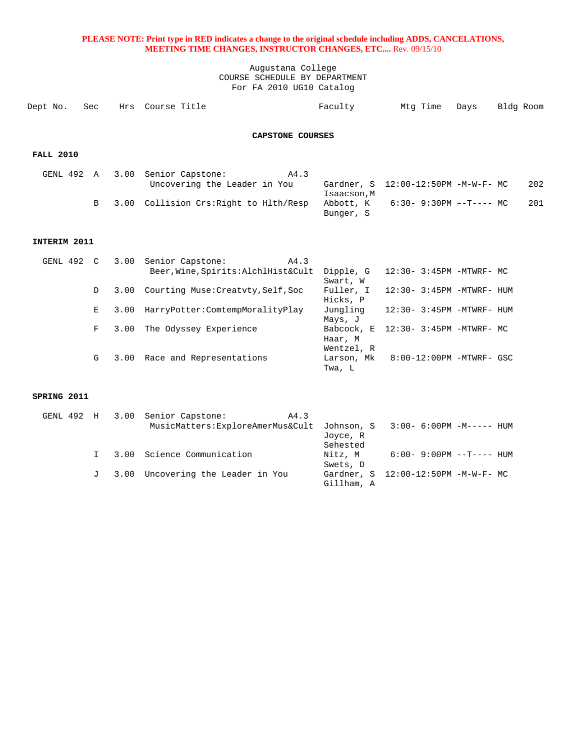**PLEASE NOTE: Print type in RED indicates a change to the original schedule including ADDS, CANCELATIONS, MEETING TIME CHANGES, INSTRUCTOR CHANGES, ETC....** Rev. 09/15/10

Augustana College
COURSE SCHEDULE BY DEPARTMENT
For FA 2010 UG10 Catalog

**CAPSTONE COURSES**

**FALL 2010**

| Dept No. | Sec | Hrs | Course Title | Faculty | Mtg Time | Days | Bldg | Room |
|---|---|---|---|---|---|---|---|---|
| GENL 492 | A | 3.00 | Senior Capstone: A4.3<br>Uncovering the Leader in You | Gardner, S<br>Isaacson,M | 12:00-12:50PM | -M-W-F- | MC | 202 |
| | B | 3.00 | Collision Crs:Right to Hlth/Resp | Abbott, K<br>Bunger, S | 6:30- 9:30PM | --T---- | MC | 201 |

**INTERIM 2011**

| Dept No. | Sec | Hrs | Course Title | Faculty | Mtg Time | Days | Bldg | Room |
|---|---|---|---|---|---|---|---|---|
| GENL 492 | C | 3.00 | Senior Capstone: A4.3<br>Beer,Wine,Spirits:AlchlHist&Cult | Dipple, G<br>Swart, W | 12:30- 3:45PM | -MTWRF- | MC | |
| | D | 3.00 | Courting Muse:Creatvty,Self,Soc | Fuller, I<br>Hicks, P | 12:30- 3:45PM | -MTWRF- | HUM | |
| | E | 3.00 | HarryPotter:ComtempMoralityPlay | Jungling<br>Mays, J | 12:30- 3:45PM | -MTWRF- | HUM | |
| | F | 3.00 | The Odyssey Experience | Babcock, E<br>Haar, M<br>Wentzel, R | 12:30- 3:45PM | -MTWRF- | MC | |
| | G | 3.00 | Race and Representations | Larson, Mk<br>Twa, L | 8:00-12:00PM | -MTWRF- | GSC | |

**SPRING 2011**

| Dept No. | Sec | Hrs | Course Title | Faculty | Mtg Time | Days | Bldg | Room |
|---|---|---|---|---|---|---|---|---|
| GENL 492 | H | 3.00 | Senior Capstone: A4.3<br>MusicMatters:ExploreAmerMus&Cult | Johnson, S<br>Joyce, R<br>Sehested | 3:00- 6:00PM | -M----- | HUM | |
| | I | 3.00 | Science Communication | Nitz, M<br>Swets, D | 6:00- 9:00PM | --T---- | HUM | |
| | J | 3.00 | Uncovering the Leader in You | Gardner, S<br>Gillham, A | 12:00-12:50PM | -M-W-F- | MC | |